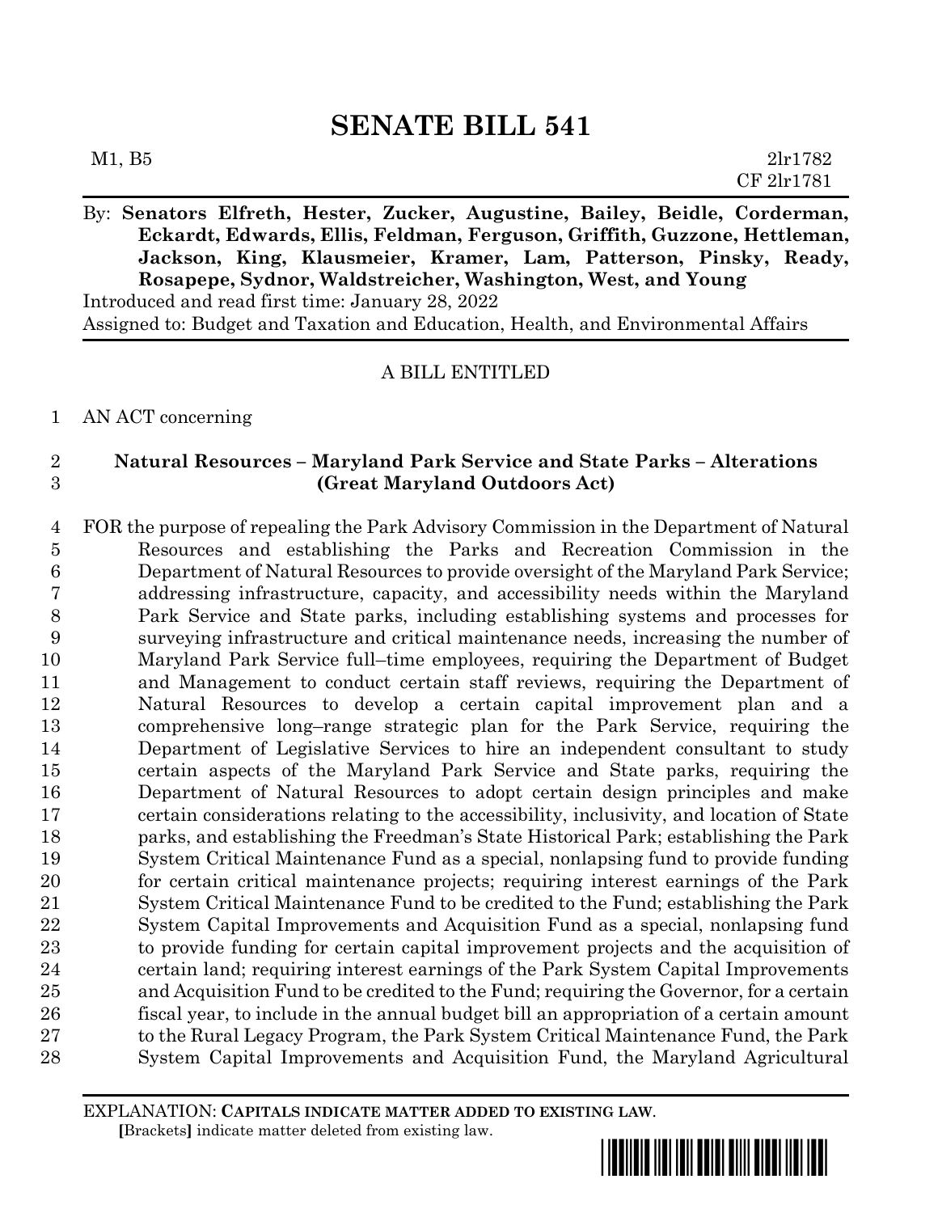# SENATE BILL 541

M1, B5 2lr1782
CF 2lr1781

By: **Senators Elfreth, Hester, Zucker, Augustine, Bailey, Beidle, Corderman, Eckardt, Edwards, Ellis, Feldman, Ferguson, Griffith, Guzzone, Hettleman, Jackson, King, Klausmeier, Kramer, Lam, Patterson, Pinsky, Ready, Rosapepe, Sydnor, Waldstreicher, Washington, West, and Young**

Introduced and read first time: January 28, 2022

Assigned to: Budget and Taxation and Education, Health, and Environmental Affairs

A BILL ENTITLED

1 AN ACT concerning

2 **Natural Resources – Maryland Park Service and State Parks – Alterations**
3 **(Great Maryland Outdoors Act)**

4 FOR the purpose of repealing the Park Advisory Commission in the Department of Natural
5 Resources and establishing the Parks and Recreation Commission in the
6 Department of Natural Resources to provide oversight of the Maryland Park Service;
7 addressing infrastructure, capacity, and accessibility needs within the Maryland
8 Park Service and State parks, including establishing systems and processes for
9 surveying infrastructure and critical maintenance needs, increasing the number of
10 Maryland Park Service full–time employees, requiring the Department of Budget
11 and Management to conduct certain staff reviews, requiring the Department of
12 Natural Resources to develop a certain capital improvement plan and a
13 comprehensive long–range strategic plan for the Park Service, requiring the
14 Department of Legislative Services to hire an independent consultant to study
15 certain aspects of the Maryland Park Service and State parks, requiring the
16 Department of Natural Resources to adopt certain design principles and make
17 certain considerations relating to the accessibility, inclusivity, and location of State
18 parks, and establishing the Freedman's State Historical Park; establishing the Park
19 System Critical Maintenance Fund as a special, nonlapsing fund to provide funding
20 for certain critical maintenance projects; requiring interest earnings of the Park
21 System Critical Maintenance Fund to be credited to the Fund; establishing the Park
22 System Capital Improvements and Acquisition Fund as a special, nonlapsing fund
23 to provide funding for certain capital improvement projects and the acquisition of
24 certain land; requiring interest earnings of the Park System Capital Improvements
25 and Acquisition Fund to be credited to the Fund; requiring the Governor, for a certain
26 fiscal year, to include in the annual budget bill an appropriation of a certain amount
27 to the Rural Legacy Program, the Park System Critical Maintenance Fund, the Park
28 System Capital Improvements and Acquisition Fund, the Maryland Agricultural

EXPLANATION: **CAPITALS INDICATE MATTER ADDED TO EXISTING LAW.**
**[**Brackets**]** indicate matter deleted from existing law.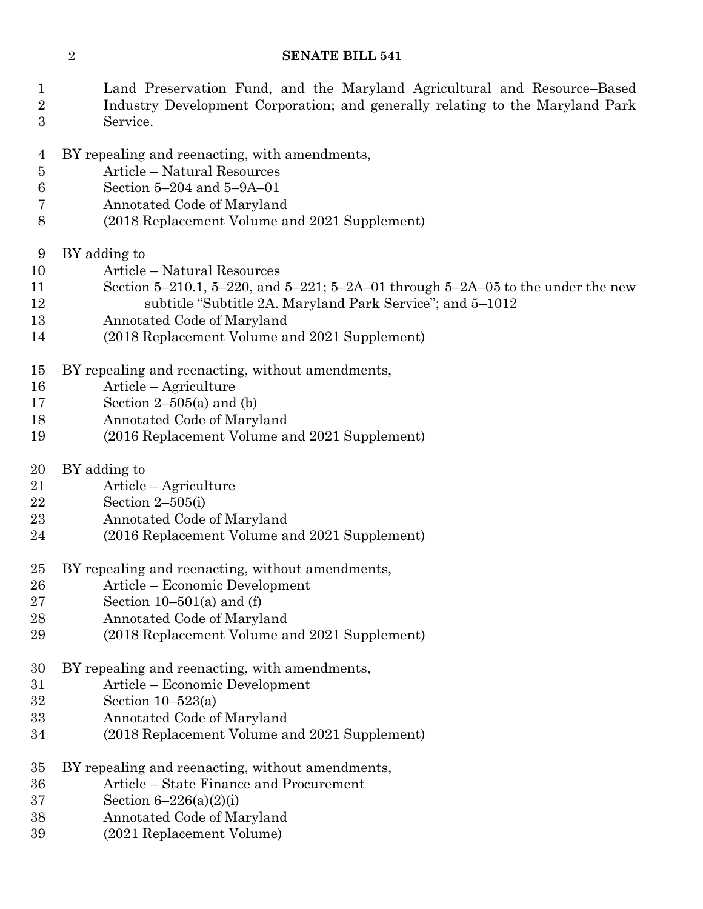Land Preservation Fund, and the Maryland Agricultural and Resource–Based Industry Development Corporation; and generally relating to the Maryland Park Service.

BY repealing and reenacting, with amendments,
Article – Natural Resources
Section 5–204 and 5–9A–01
Annotated Code of Maryland
(2018 Replacement Volume and 2021 Supplement)

BY adding to
Article – Natural Resources
Section 5–210.1, 5–220, and 5–221; 5–2A–01 through 5–2A–05 to the under the new subtitle "Subtitle 2A. Maryland Park Service"; and 5–1012
Annotated Code of Maryland
(2018 Replacement Volume and 2021 Supplement)

BY repealing and reenacting, without amendments,
Article – Agriculture
Section 2–505(a) and (b)
Annotated Code of Maryland
(2016 Replacement Volume and 2021 Supplement)

BY adding to
Article – Agriculture
Section 2–505(i)
Annotated Code of Maryland
(2016 Replacement Volume and 2021 Supplement)

BY repealing and reenacting, without amendments,
Article – Economic Development
Section 10–501(a) and (f)
Annotated Code of Maryland
(2018 Replacement Volume and 2021 Supplement)

BY repealing and reenacting, with amendments,
Article – Economic Development
Section 10–523(a)
Annotated Code of Maryland
(2018 Replacement Volume and 2021 Supplement)

BY repealing and reenacting, without amendments,
Article – State Finance and Procurement
Section 6–226(a)(2)(i)
Annotated Code of Maryland
(2021 Replacement Volume)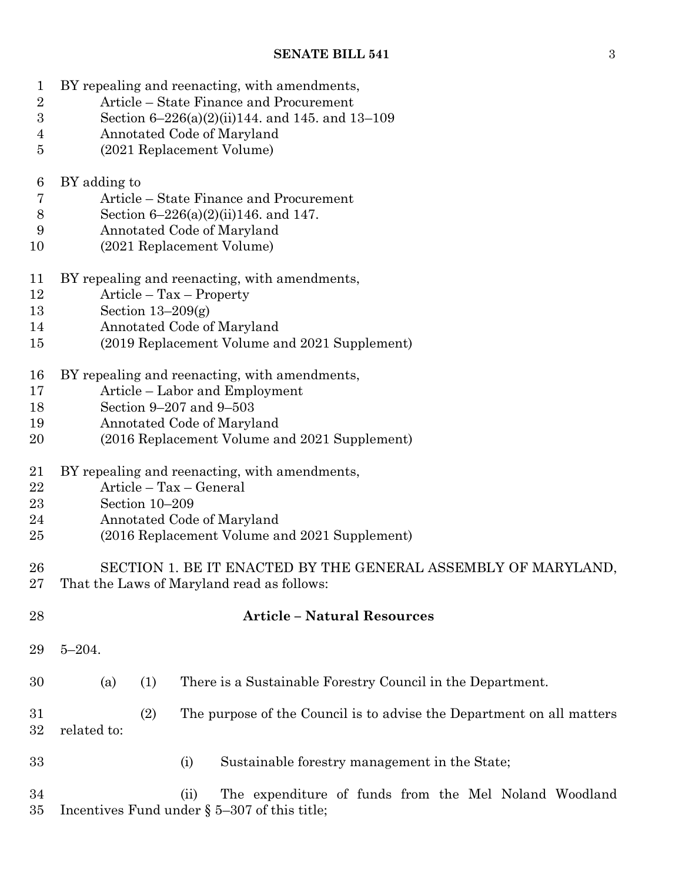BY repealing and reenacting, with amendments,
Article – State Finance and Procurement
Section 6–226(a)(2)(ii)144. and 145. and 13–109
Annotated Code of Maryland
(2021 Replacement Volume)

BY adding to
Article – State Finance and Procurement
Section 6–226(a)(2)(ii)146. and 147.
Annotated Code of Maryland
(2021 Replacement Volume)

BY repealing and reenacting, with amendments,
Article – Tax – Property
Section 13–209(g)
Annotated Code of Maryland
(2019 Replacement Volume and 2021 Supplement)

BY repealing and reenacting, with amendments,
Article – Labor and Employment
Section 9–207 and 9–503
Annotated Code of Maryland
(2016 Replacement Volume and 2021 Supplement)

BY repealing and reenacting, with amendments,
Article – Tax – General
Section 10–209
Annotated Code of Maryland
(2016 Replacement Volume and 2021 Supplement)

SECTION 1. BE IT ENACTED BY THE GENERAL ASSEMBLY OF MARYLAND, That the Laws of Maryland read as follows:

**Article – Natural Resources**

5–204.

(a) (1) There is a Sustainable Forestry Council in the Department.

(2) The purpose of the Council is to advise the Department on all matters related to:

(i) Sustainable forestry management in the State;

(ii) The expenditure of funds from the Mel Noland Woodland Incentives Fund under § 5–307 of this title;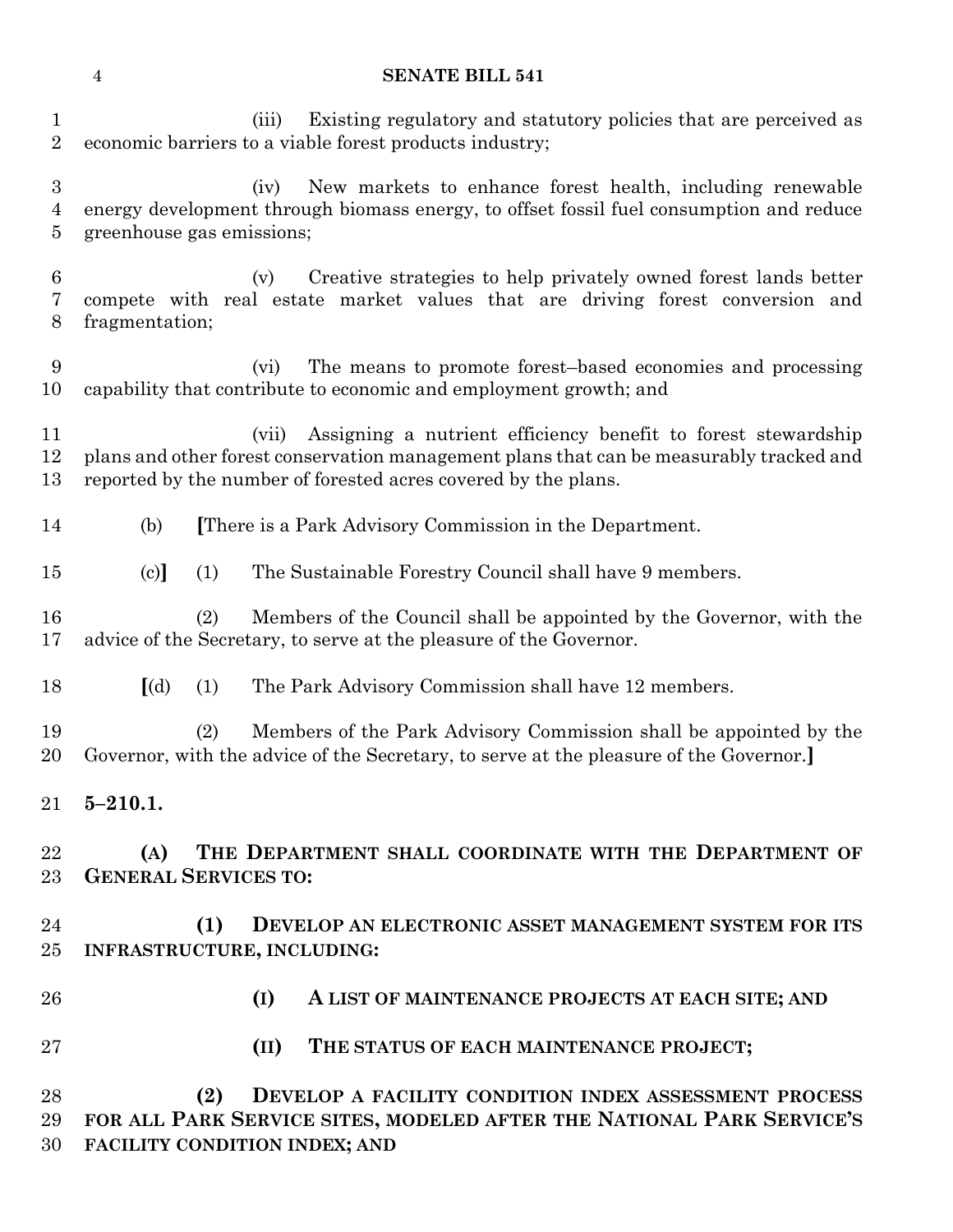(iii) Existing regulatory and statutory policies that are perceived as economic barriers to a viable forest products industry;

(iv) New markets to enhance forest health, including renewable energy development through biomass energy, to offset fossil fuel consumption and reduce greenhouse gas emissions;

(v) Creative strategies to help privately owned forest lands better compete with real estate market values that are driving forest conversion and fragmentation;

(vi) The means to promote forest–based economies and processing capability that contribute to economic and employment growth; and

(vii) Assigning a nutrient efficiency benefit to forest stewardship plans and other forest conservation management plans that can be measurably tracked and reported by the number of forested acres covered by the plans.

(b) **[**There is a Park Advisory Commission in the Department.

(c)**]** (1) The Sustainable Forestry Council shall have 9 members.

(2) Members of the Council shall be appointed by the Governor, with the advice of the Secretary, to serve at the pleasure of the Governor.

**[**(d) (1) The Park Advisory Commission shall have 12 members.

(2) Members of the Park Advisory Commission shall be appointed by the Governor, with the advice of the Secretary, to serve at the pleasure of the Governor.**]**

**5–210.1.**

**(A) THE DEPARTMENT SHALL COORDINATE WITH THE DEPARTMENT OF GENERAL SERVICES TO:**

**(1) DEVELOP AN ELECTRONIC ASSET MANAGEMENT SYSTEM FOR ITS INFRASTRUCTURE, INCLUDING:**

**(I) A LIST OF MAINTENANCE PROJECTS AT EACH SITE; AND**

**(II) THE STATUS OF EACH MAINTENANCE PROJECT;**

**(2) DEVELOP A FACILITY CONDITION INDEX ASSESSMENT PROCESS FOR ALL PARK SERVICE SITES, MODELED AFTER THE NATIONAL PARK SERVICE'S FACILITY CONDITION INDEX; AND**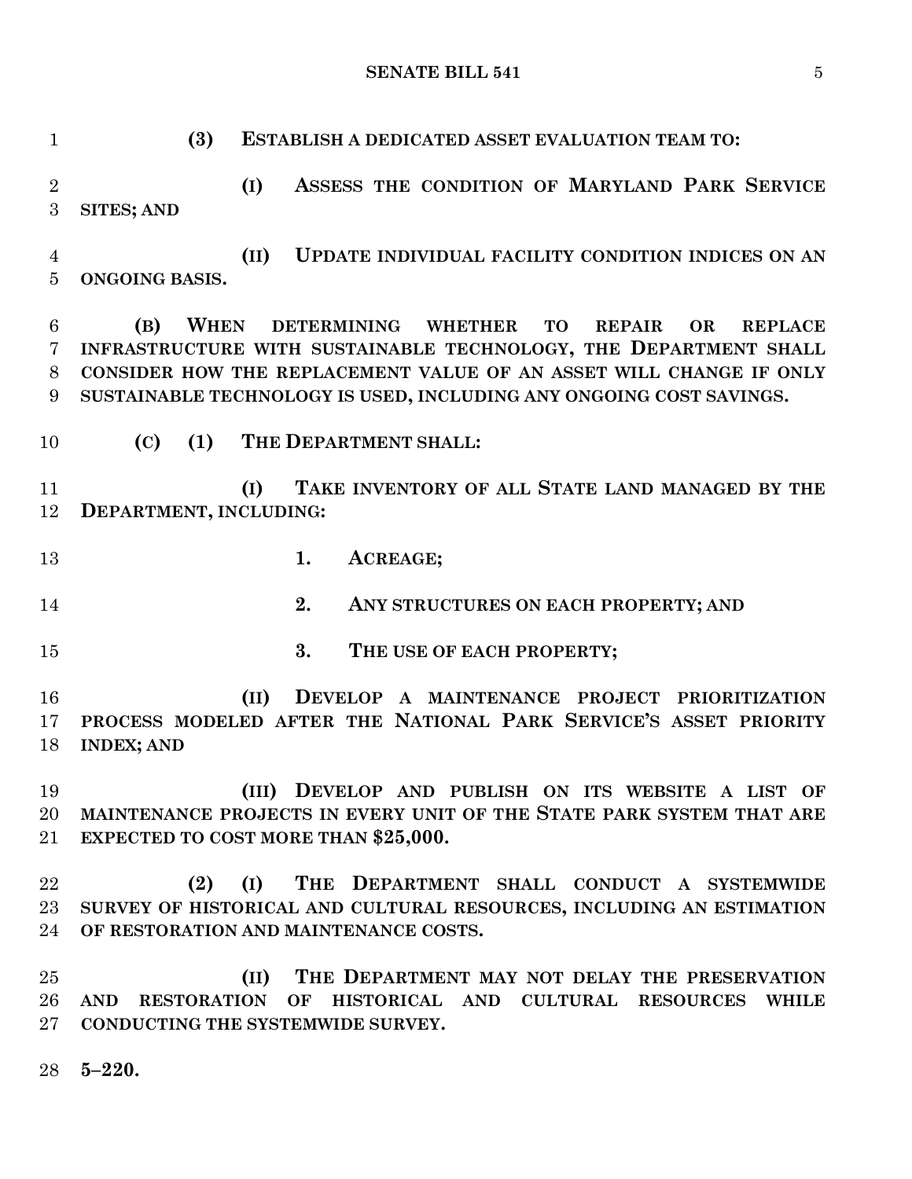**(3) ESTABLISH A DEDICATED ASSET EVALUATION TEAM TO:**

**(I) ASSESS THE CONDITION OF MARYLAND PARK SERVICE SITES; AND**

**(II) UPDATE INDIVIDUAL FACILITY CONDITION INDICES ON AN ONGOING BASIS.**

**(B) WHEN DETERMINING WHETHER TO REPAIR OR REPLACE INFRASTRUCTURE WITH SUSTAINABLE TECHNOLOGY, THE DEPARTMENT SHALL CONSIDER HOW THE REPLACEMENT VALUE OF AN ASSET WILL CHANGE IF ONLY SUSTAINABLE TECHNOLOGY IS USED, INCLUDING ANY ONGOING COST SAVINGS.**

**(C) (1) THE DEPARTMENT SHALL:**

**(I) TAKE INVENTORY OF ALL STATE LAND MANAGED BY THE DEPARTMENT, INCLUDING:**

**1. ACREAGE;**

**2. ANY STRUCTURES ON EACH PROPERTY; AND**

**3. THE USE OF EACH PROPERTY;**

**(II) DEVELOP A MAINTENANCE PROJECT PRIORITIZATION PROCESS MODELED AFTER THE NATIONAL PARK SERVICE'S ASSET PRIORITY INDEX; AND**

**(III) DEVELOP AND PUBLISH ON ITS WEBSITE A LIST OF MAINTENANCE PROJECTS IN EVERY UNIT OF THE STATE PARK SYSTEM THAT ARE EXPECTED TO COST MORE THAN $25,000.**

**(2) (I) THE DEPARTMENT SHALL CONDUCT A SYSTEMWIDE SURVEY OF HISTORICAL AND CULTURAL RESOURCES, INCLUDING AN ESTIMATION OF RESTORATION AND MAINTENANCE COSTS.**

**(II) THE DEPARTMENT MAY NOT DELAY THE PRESERVATION AND RESTORATION OF HISTORICAL AND CULTURAL RESOURCES WHILE CONDUCTING THE SYSTEMWIDE SURVEY.**

**5–220.**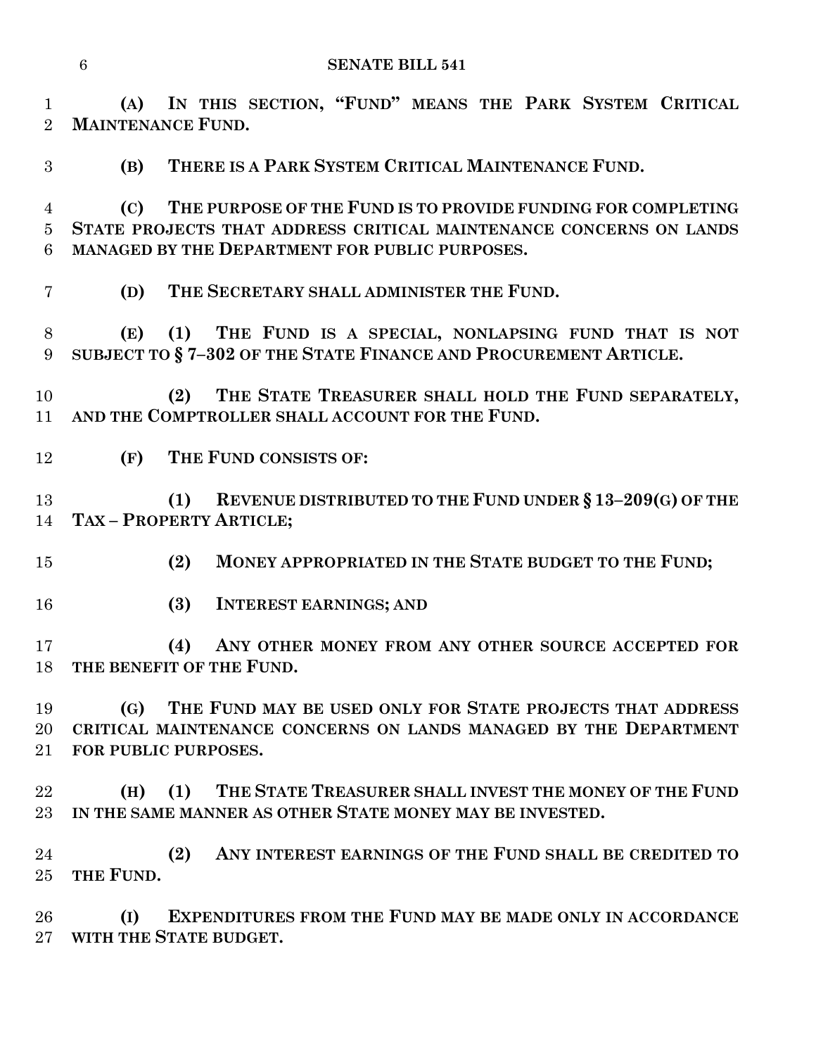**(A) IN THIS SECTION, "FUND" MEANS THE PARK SYSTEM CRITICAL MAINTENANCE FUND.**

**(B) THERE IS A PARK SYSTEM CRITICAL MAINTENANCE FUND.**

**(C) THE PURPOSE OF THE FUND IS TO PROVIDE FUNDING FOR COMPLETING STATE PROJECTS THAT ADDRESS CRITICAL MAINTENANCE CONCERNS ON LANDS MANAGED BY THE DEPARTMENT FOR PUBLIC PURPOSES.**

**(D) THE SECRETARY SHALL ADMINISTER THE FUND.**

**(E) (1) THE FUND IS A SPECIAL, NONLAPSING FUND THAT IS NOT SUBJECT TO § 7–302 OF THE STATE FINANCE AND PROCUREMENT ARTICLE.**

**(2) THE STATE TREASURER SHALL HOLD THE FUND SEPARATELY, AND THE COMPTROLLER SHALL ACCOUNT FOR THE FUND.**

**(F) THE FUND CONSISTS OF:**

**(1) REVENUE DISTRIBUTED TO THE FUND UNDER § 13–209(G) OF THE TAX – PROPERTY ARTICLE;**

**(2) MONEY APPROPRIATED IN THE STATE BUDGET TO THE FUND;**

**(3) INTEREST EARNINGS; AND**

**(4) ANY OTHER MONEY FROM ANY OTHER SOURCE ACCEPTED FOR THE BENEFIT OF THE FUND.**

**(G) THE FUND MAY BE USED ONLY FOR STATE PROJECTS THAT ADDRESS CRITICAL MAINTENANCE CONCERNS ON LANDS MANAGED BY THE DEPARTMENT FOR PUBLIC PURPOSES.**

**(H) (1) THE STATE TREASURER SHALL INVEST THE MONEY OF THE FUND IN THE SAME MANNER AS OTHER STATE MONEY MAY BE INVESTED.**

**(2) ANY INTEREST EARNINGS OF THE FUND SHALL BE CREDITED TO THE FUND.**

**(I) EXPENDITURES FROM THE FUND MAY BE MADE ONLY IN ACCORDANCE WITH THE STATE BUDGET.**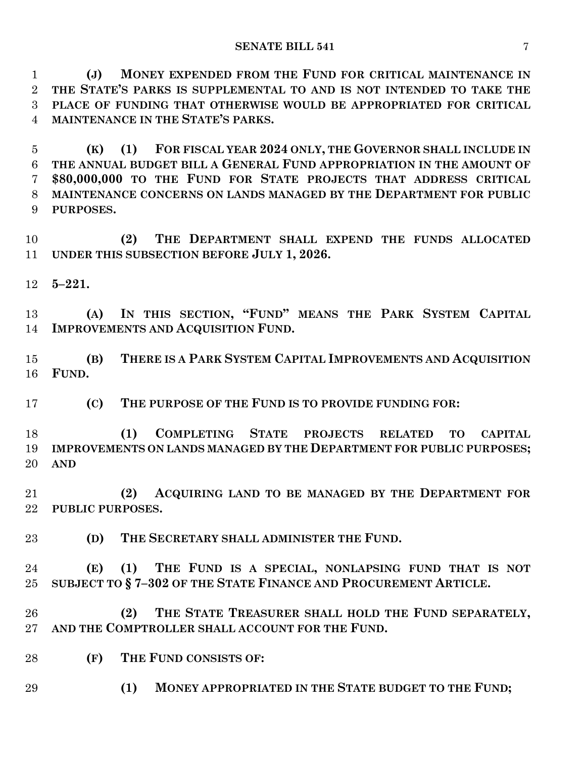**(J) MONEY EXPENDED FROM THE FUND FOR CRITICAL MAINTENANCE IN THE STATE'S PARKS IS SUPPLEMENTAL TO AND IS NOT INTENDED TO TAKE THE PLACE OF FUNDING THAT OTHERWISE WOULD BE APPROPRIATED FOR CRITICAL MAINTENANCE IN THE STATE'S PARKS.**

**(K) (1) FOR FISCAL YEAR 2024 ONLY, THE GOVERNOR SHALL INCLUDE IN THE ANNUAL BUDGET BILL A GENERAL FUND APPROPRIATION IN THE AMOUNT OF $80,000,000 TO THE FUND FOR STATE PROJECTS THAT ADDRESS CRITICAL MAINTENANCE CONCERNS ON LANDS MANAGED BY THE DEPARTMENT FOR PUBLIC PURPOSES.**

**(2) THE DEPARTMENT SHALL EXPEND THE FUNDS ALLOCATED UNDER THIS SUBSECTION BEFORE JULY 1, 2026.**

**5–221.**

**(A) IN THIS SECTION, "FUND" MEANS THE PARK SYSTEM CAPITAL IMPROVEMENTS AND ACQUISITION FUND.**

**(B) THERE IS A PARK SYSTEM CAPITAL IMPROVEMENTS AND ACQUISITION FUND.**

**(C) THE PURPOSE OF THE FUND IS TO PROVIDE FUNDING FOR:**

**(1) COMPLETING STATE PROJECTS RELATED TO CAPITAL IMPROVEMENTS ON LANDS MANAGED BY THE DEPARTMENT FOR PUBLIC PURPOSES; AND**

**(2) ACQUIRING LAND TO BE MANAGED BY THE DEPARTMENT FOR PUBLIC PURPOSES.**

**(D) THE SECRETARY SHALL ADMINISTER THE FUND.**

**(E) (1) THE FUND IS A SPECIAL, NONLAPSING FUND THAT IS NOT SUBJECT TO § 7–302 OF THE STATE FINANCE AND PROCUREMENT ARTICLE.**

**(2) THE STATE TREASURER SHALL HOLD THE FUND SEPARATELY, AND THE COMPTROLLER SHALL ACCOUNT FOR THE FUND.**

**(F) THE FUND CONSISTS OF:**

**(1) MONEY APPROPRIATED IN THE STATE BUDGET TO THE FUND;**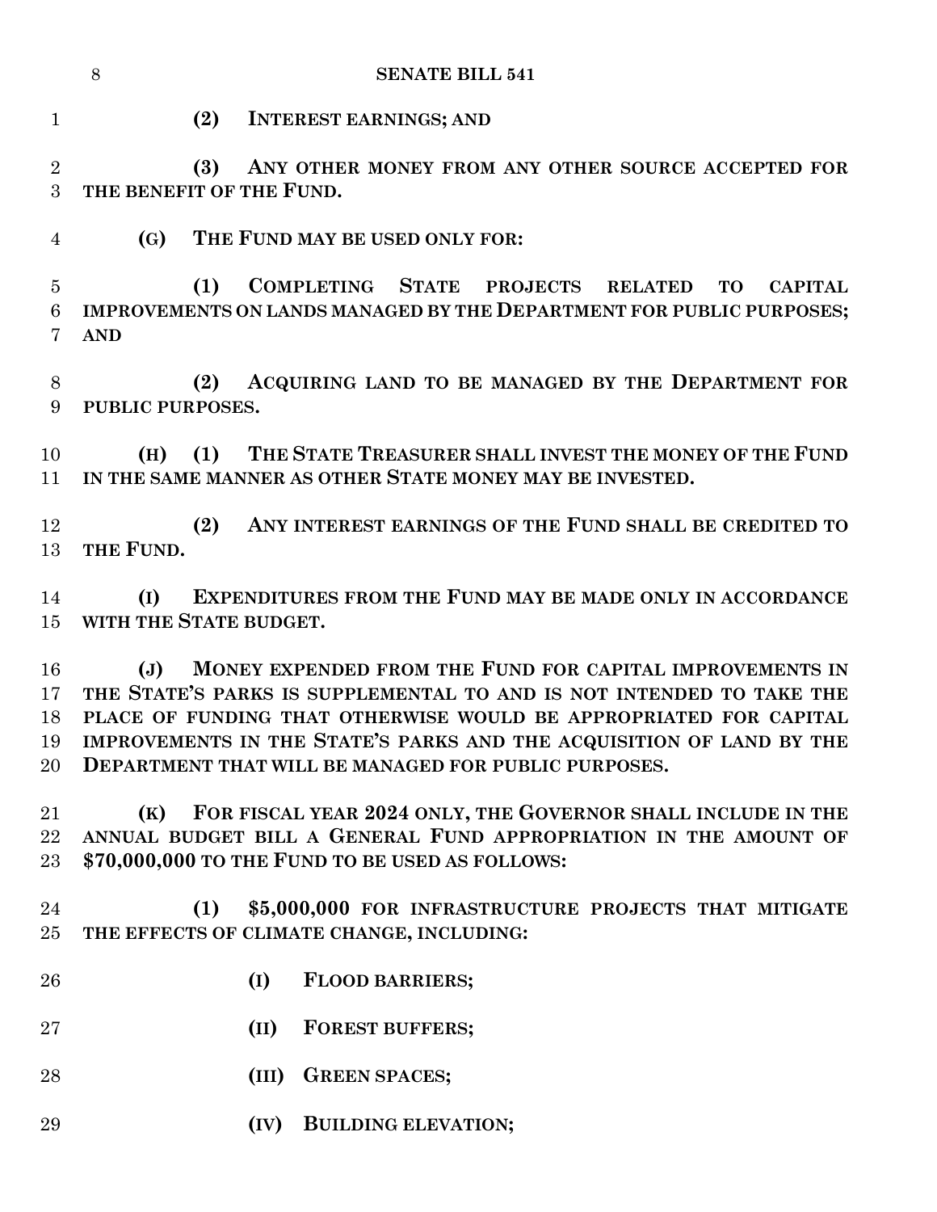**(2) INTEREST EARNINGS; AND**

**(3) ANY OTHER MONEY FROM ANY OTHER SOURCE ACCEPTED FOR THE BENEFIT OF THE FUND.**

**(G) THE FUND MAY BE USED ONLY FOR:**

**(1) COMPLETING STATE PROJECTS RELATED TO CAPITAL IMPROVEMENTS ON LANDS MANAGED BY THE DEPARTMENT FOR PUBLIC PURPOSES; AND**

**(2) ACQUIRING LAND TO BE MANAGED BY THE DEPARTMENT FOR PUBLIC PURPOSES.**

**(H) (1) THE STATE TREASURER SHALL INVEST THE MONEY OF THE FUND IN THE SAME MANNER AS OTHER STATE MONEY MAY BE INVESTED.**

**(2) ANY INTEREST EARNINGS OF THE FUND SHALL BE CREDITED TO THE FUND.**

**(I) EXPENDITURES FROM THE FUND MAY BE MADE ONLY IN ACCORDANCE WITH THE STATE BUDGET.**

**(J) MONEY EXPENDED FROM THE FUND FOR CAPITAL IMPROVEMENTS IN THE STATE'S PARKS IS SUPPLEMENTAL TO AND IS NOT INTENDED TO TAKE THE PLACE OF FUNDING THAT OTHERWISE WOULD BE APPROPRIATED FOR CAPITAL IMPROVEMENTS IN THE STATE'S PARKS AND THE ACQUISITION OF LAND BY THE DEPARTMENT THAT WILL BE MANAGED FOR PUBLIC PURPOSES.**

**(K) FOR FISCAL YEAR 2024 ONLY, THE GOVERNOR SHALL INCLUDE IN THE ANNUAL BUDGET BILL A GENERAL FUND APPROPRIATION IN THE AMOUNT OF $70,000,000 TO THE FUND TO BE USED AS FOLLOWS:**

**(1) $5,000,000 FOR INFRASTRUCTURE PROJECTS THAT MITIGATE THE EFFECTS OF CLIMATE CHANGE, INCLUDING:**

**(I) FLOOD BARRIERS;**

**(II) FOREST BUFFERS;**

**(III) GREEN SPACES;**

**(IV) BUILDING ELEVATION;**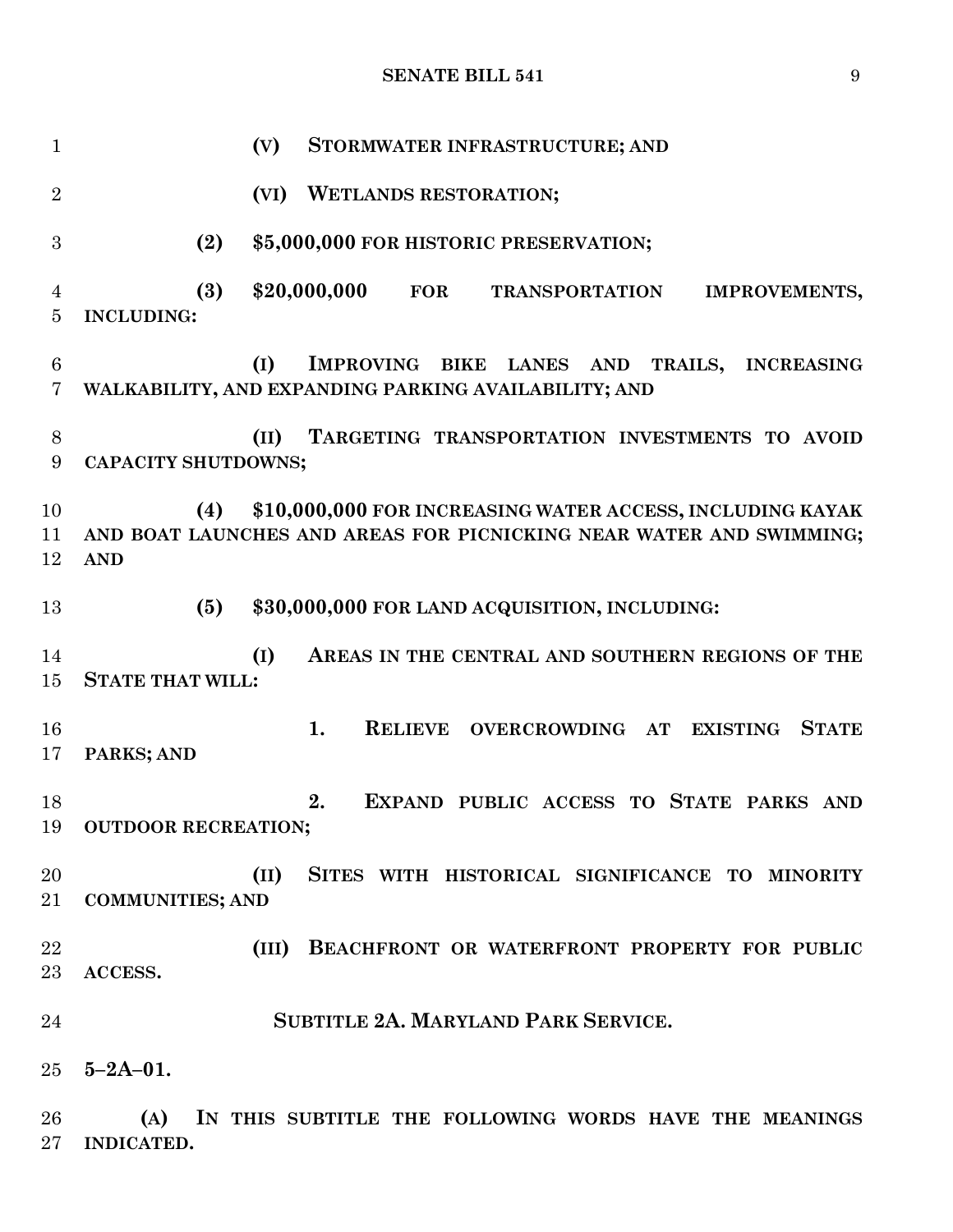**(V) STORMWATER INFRASTRUCTURE; AND**

**(VI) WETLANDS RESTORATION;**

**(2) $5,000,000 FOR HISTORIC PRESERVATION;**

**(3) $20,000,000 FOR TRANSPORTATION IMPROVEMENTS, INCLUDING:**

**(I) IMPROVING BIKE LANES AND TRAILS, INCREASING WALKABILITY, AND EXPANDING PARKING AVAILABILITY; AND**

**(II) TARGETING TRANSPORTATION INVESTMENTS TO AVOID CAPACITY SHUTDOWNS;**

**(4) $10,000,000 FOR INCREASING WATER ACCESS, INCLUDING KAYAK AND BOAT LAUNCHES AND AREAS FOR PICNICKING NEAR WATER AND SWIMMING; AND**

**(5) $30,000,000 FOR LAND ACQUISITION, INCLUDING:**

**(I) AREAS IN THE CENTRAL AND SOUTHERN REGIONS OF THE STATE THAT WILL:**

**1. RELIEVE OVERCROWDING AT EXISTING STATE PARKS; AND**

**2. EXPAND PUBLIC ACCESS TO STATE PARKS AND OUTDOOR RECREATION;**

**(II) SITES WITH HISTORICAL SIGNIFICANCE TO MINORITY COMMUNITIES; AND**

**(III) BEACHFRONT OR WATERFRONT PROPERTY FOR PUBLIC ACCESS.**

**SUBTITLE 2A. MARYLAND PARK SERVICE.**

**5–2A–01.**

**(A) IN THIS SUBTITLE THE FOLLOWING WORDS HAVE THE MEANINGS INDICATED.**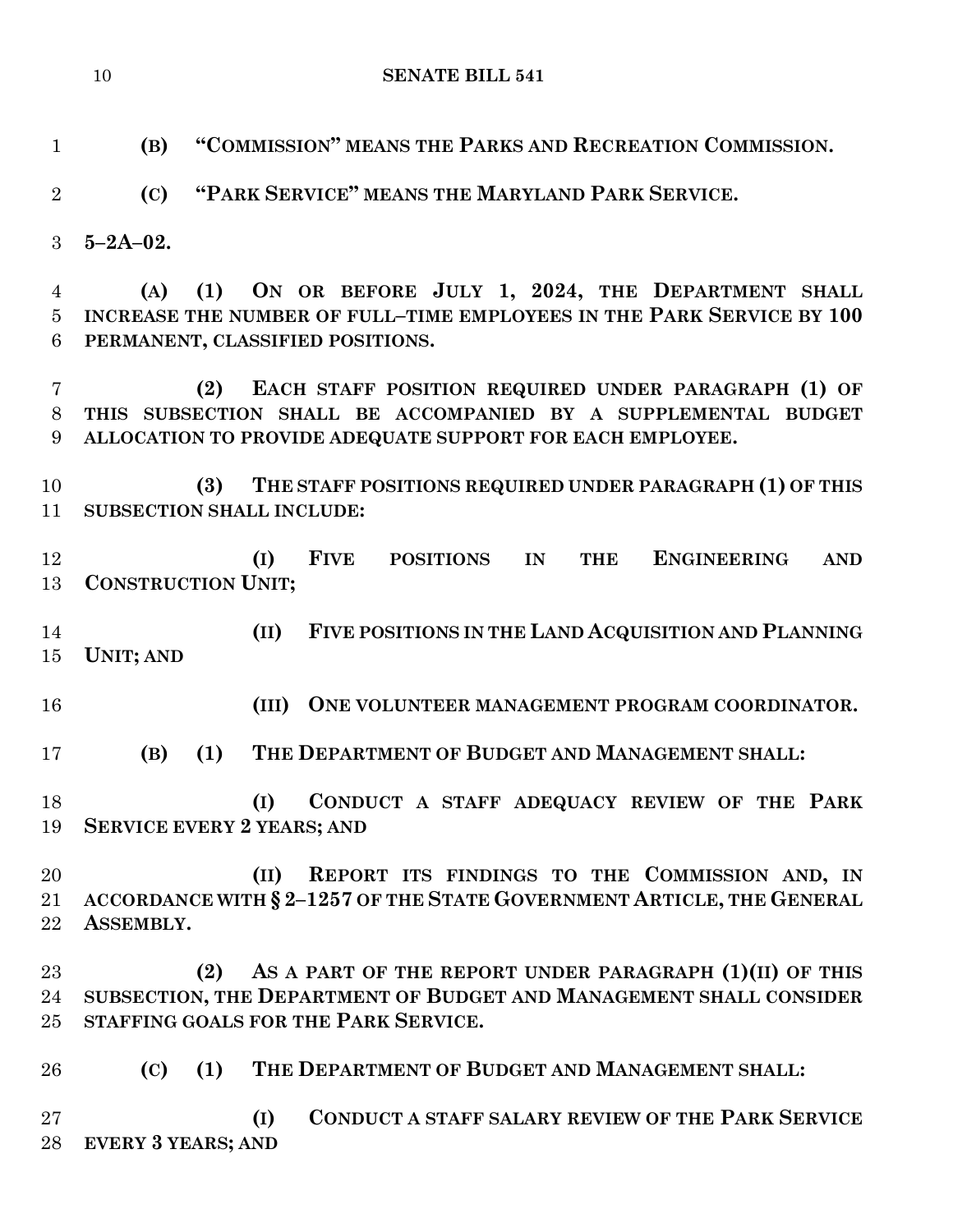**(B) "COMMISSION" MEANS THE PARKS AND RECREATION COMMISSION.**

**(C) "PARK SERVICE" MEANS THE MARYLAND PARK SERVICE.**

**5–2A–02.**

**(A) (1) ON OR BEFORE JULY 1, 2024, THE DEPARTMENT SHALL INCREASE THE NUMBER OF FULL–TIME EMPLOYEES IN THE PARK SERVICE BY 100 PERMANENT, CLASSIFIED POSITIONS.**

**(2) EACH STAFF POSITION REQUIRED UNDER PARAGRAPH (1) OF THIS SUBSECTION SHALL BE ACCOMPANIED BY A SUPPLEMENTAL BUDGET ALLOCATION TO PROVIDE ADEQUATE SUPPORT FOR EACH EMPLOYEE.**

**(3) THE STAFF POSITIONS REQUIRED UNDER PARAGRAPH (1) OF THIS SUBSECTION SHALL INCLUDE:**

**(I) FIVE POSITIONS IN THE ENGINEERING AND CONSTRUCTION UNIT;**

**(II) FIVE POSITIONS IN THE LAND ACQUISITION AND PLANNING UNIT; AND**

**(III) ONE VOLUNTEER MANAGEMENT PROGRAM COORDINATOR.**

**(B) (1) THE DEPARTMENT OF BUDGET AND MANAGEMENT SHALL:**

**(I) CONDUCT A STAFF ADEQUACY REVIEW OF THE PARK SERVICE EVERY 2 YEARS; AND**

**(II) REPORT ITS FINDINGS TO THE COMMISSION AND, IN ACCORDANCE WITH § 2–1257 OF THE STATE GOVERNMENT ARTICLE, THE GENERAL ASSEMBLY.**

**(2) AS A PART OF THE REPORT UNDER PARAGRAPH (1)(II) OF THIS SUBSECTION, THE DEPARTMENT OF BUDGET AND MANAGEMENT SHALL CONSIDER STAFFING GOALS FOR THE PARK SERVICE.**

**(C) (1) THE DEPARTMENT OF BUDGET AND MANAGEMENT SHALL:**

**(I) CONDUCT A STAFF SALARY REVIEW OF THE PARK SERVICE EVERY 3 YEARS; AND**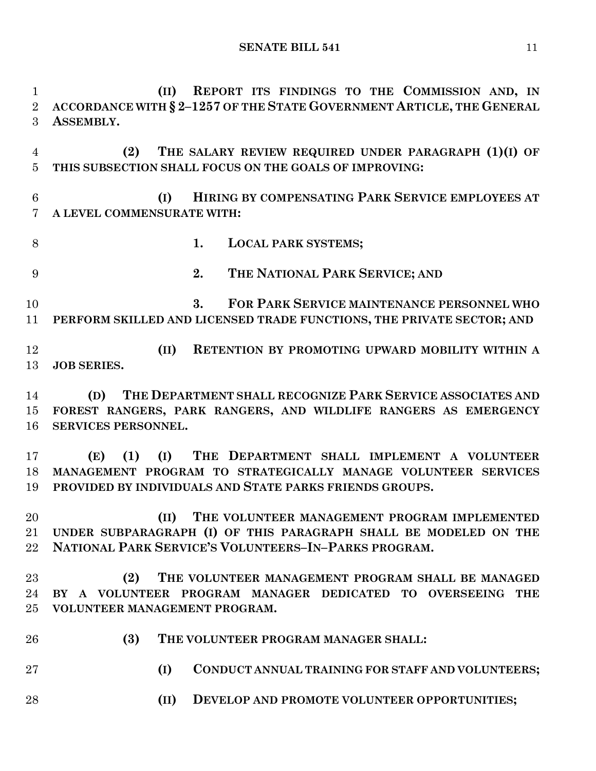**(II) REPORT ITS FINDINGS TO THE COMMISSION AND, IN ACCORDANCE WITH § 2–1257 OF THE STATE GOVERNMENT ARTICLE, THE GENERAL ASSEMBLY.**

**(2) THE SALARY REVIEW REQUIRED UNDER PARAGRAPH (1)(I) OF THIS SUBSECTION SHALL FOCUS ON THE GOALS OF IMPROVING:**

**(I) HIRING BY COMPENSATING PARK SERVICE EMPLOYEES AT A LEVEL COMMENSURATE WITH:**

**1. LOCAL PARK SYSTEMS;**

**2. THE NATIONAL PARK SERVICE; AND**

**3. FOR PARK SERVICE MAINTENANCE PERSONNEL WHO PERFORM SKILLED AND LICENSED TRADE FUNCTIONS, THE PRIVATE SECTOR; AND**

**(II) RETENTION BY PROMOTING UPWARD MOBILITY WITHIN A JOB SERIES.**

**(D) THE DEPARTMENT SHALL RECOGNIZE PARK SERVICE ASSOCIATES AND FOREST RANGERS, PARK RANGERS, AND WILDLIFE RANGERS AS EMERGENCY SERVICES PERSONNEL.**

**(E) (1) (I) THE DEPARTMENT SHALL IMPLEMENT A VOLUNTEER MANAGEMENT PROGRAM TO STRATEGICALLY MANAGE VOLUNTEER SERVICES PROVIDED BY INDIVIDUALS AND STATE PARKS FRIENDS GROUPS.**

**(II) THE VOLUNTEER MANAGEMENT PROGRAM IMPLEMENTED UNDER SUBPARAGRAPH (I) OF THIS PARAGRAPH SHALL BE MODELED ON THE NATIONAL PARK SERVICE'S VOLUNTEERS–IN–PARKS PROGRAM.**

**(2) THE VOLUNTEER MANAGEMENT PROGRAM SHALL BE MANAGED BY A VOLUNTEER PROGRAM MANAGER DEDICATED TO OVERSEEING THE VOLUNTEER MANAGEMENT PROGRAM.**

**(3) THE VOLUNTEER PROGRAM MANAGER SHALL:**

**(I) CONDUCT ANNUAL TRAINING FOR STAFF AND VOLUNTEERS;**

**(II) DEVELOP AND PROMOTE VOLUNTEER OPPORTUNITIES;**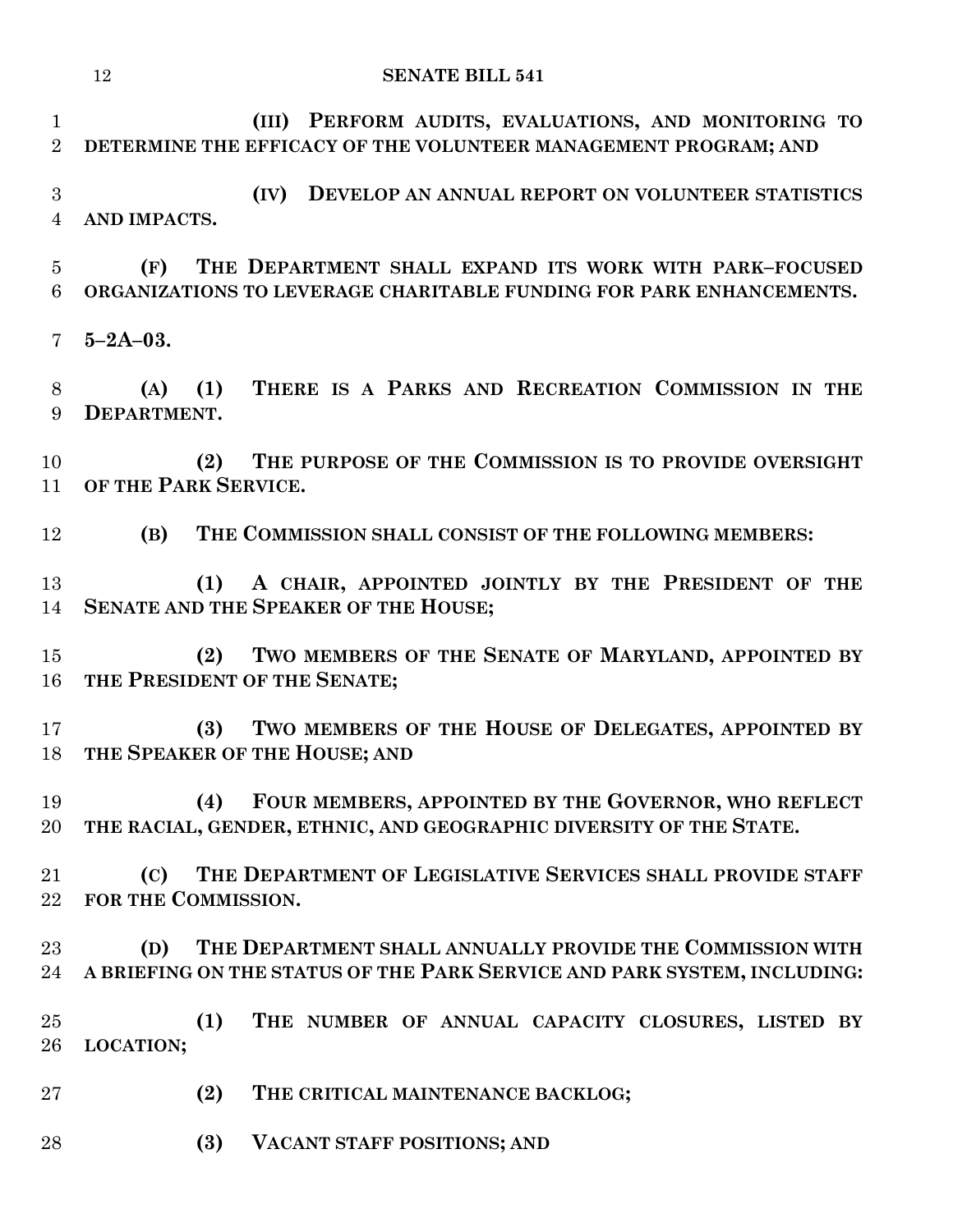**(III) PERFORM AUDITS, EVALUATIONS, AND MONITORING TO DETERMINE THE EFFICACY OF THE VOLUNTEER MANAGEMENT PROGRAM; AND**

**(IV) DEVELOP AN ANNUAL REPORT ON VOLUNTEER STATISTICS AND IMPACTS.**

**(F) THE DEPARTMENT SHALL EXPAND ITS WORK WITH PARK–FOCUSED ORGANIZATIONS TO LEVERAGE CHARITABLE FUNDING FOR PARK ENHANCEMENTS.**

**5–2A–03.**

**(A) (1) THERE IS A PARKS AND RECREATION COMMISSION IN THE DEPARTMENT.**

**(2) THE PURPOSE OF THE COMMISSION IS TO PROVIDE OVERSIGHT OF THE PARK SERVICE.**

**(B) THE COMMISSION SHALL CONSIST OF THE FOLLOWING MEMBERS:**

**(1) A CHAIR, APPOINTED JOINTLY BY THE PRESIDENT OF THE SENATE AND THE SPEAKER OF THE HOUSE;**

**(2) TWO MEMBERS OF THE SENATE OF MARYLAND, APPOINTED BY THE PRESIDENT OF THE SENATE;**

**(3) TWO MEMBERS OF THE HOUSE OF DELEGATES, APPOINTED BY THE SPEAKER OF THE HOUSE; AND**

**(4) FOUR MEMBERS, APPOINTED BY THE GOVERNOR, WHO REFLECT THE RACIAL, GENDER, ETHNIC, AND GEOGRAPHIC DIVERSITY OF THE STATE.**

**(C) THE DEPARTMENT OF LEGISLATIVE SERVICES SHALL PROVIDE STAFF FOR THE COMMISSION.**

**(D) THE DEPARTMENT SHALL ANNUALLY PROVIDE THE COMMISSION WITH A BRIEFING ON THE STATUS OF THE PARK SERVICE AND PARK SYSTEM, INCLUDING:**

**(1) THE NUMBER OF ANNUAL CAPACITY CLOSURES, LISTED BY LOCATION;**

**(2) THE CRITICAL MAINTENANCE BACKLOG;**

**(3) VACANT STAFF POSITIONS; AND**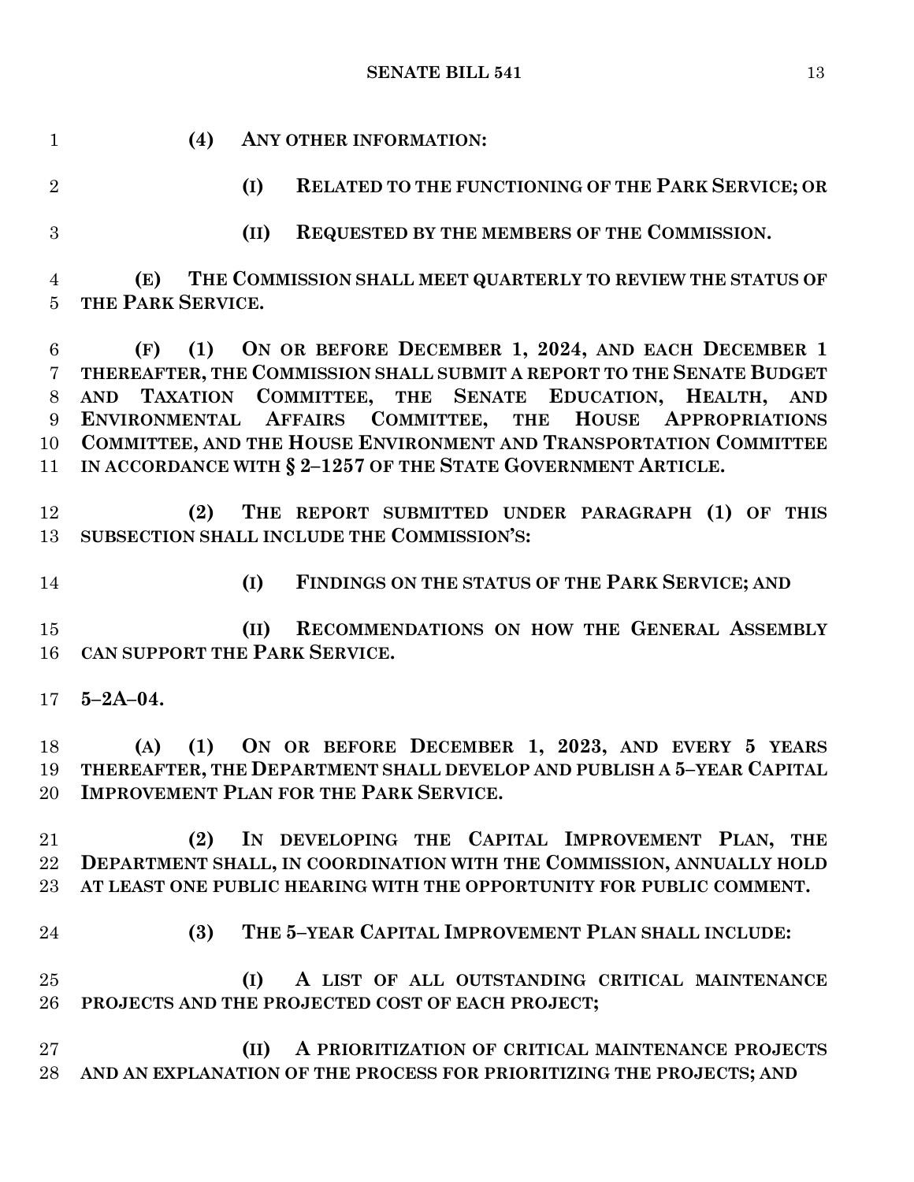**(4) ANY OTHER INFORMATION:**

**(I) RELATED TO THE FUNCTIONING OF THE PARK SERVICE; OR**

**(II) REQUESTED BY THE MEMBERS OF THE COMMISSION.**

**(E) THE COMMISSION SHALL MEET QUARTERLY TO REVIEW THE STATUS OF THE PARK SERVICE.**

**(F) (1) ON OR BEFORE DECEMBER 1, 2024, AND EACH DECEMBER 1 THEREAFTER, THE COMMISSION SHALL SUBMIT A REPORT TO THE SENATE BUDGET AND TAXATION COMMITTEE, THE SENATE EDUCATION, HEALTH, AND ENVIRONMENTAL AFFAIRS COMMITTEE, THE HOUSE APPROPRIATIONS COMMITTEE, AND THE HOUSE ENVIRONMENT AND TRANSPORTATION COMMITTEE IN ACCORDANCE WITH § 2–1257 OF THE STATE GOVERNMENT ARTICLE.**

**(2) THE REPORT SUBMITTED UNDER PARAGRAPH (1) OF THIS SUBSECTION SHALL INCLUDE THE COMMISSION'S:**

**(I) FINDINGS ON THE STATUS OF THE PARK SERVICE; AND**

**(II) RECOMMENDATIONS ON HOW THE GENERAL ASSEMBLY CAN SUPPORT THE PARK SERVICE.**

**5–2A–04.**

**(A) (1) ON OR BEFORE DECEMBER 1, 2023, AND EVERY 5 YEARS THEREAFTER, THE DEPARTMENT SHALL DEVELOP AND PUBLISH A 5–YEAR CAPITAL IMPROVEMENT PLAN FOR THE PARK SERVICE.**

**(2) IN DEVELOPING THE CAPITAL IMPROVEMENT PLAN, THE DEPARTMENT SHALL, IN COORDINATION WITH THE COMMISSION, ANNUALLY HOLD AT LEAST ONE PUBLIC HEARING WITH THE OPPORTUNITY FOR PUBLIC COMMENT.**

**(3) THE 5–YEAR CAPITAL IMPROVEMENT PLAN SHALL INCLUDE:**

**(I) A LIST OF ALL OUTSTANDING CRITICAL MAINTENANCE PROJECTS AND THE PROJECTED COST OF EACH PROJECT;**

**(II) A PRIORITIZATION OF CRITICAL MAINTENANCE PROJECTS AND AN EXPLANATION OF THE PROCESS FOR PRIORITIZING THE PROJECTS; AND**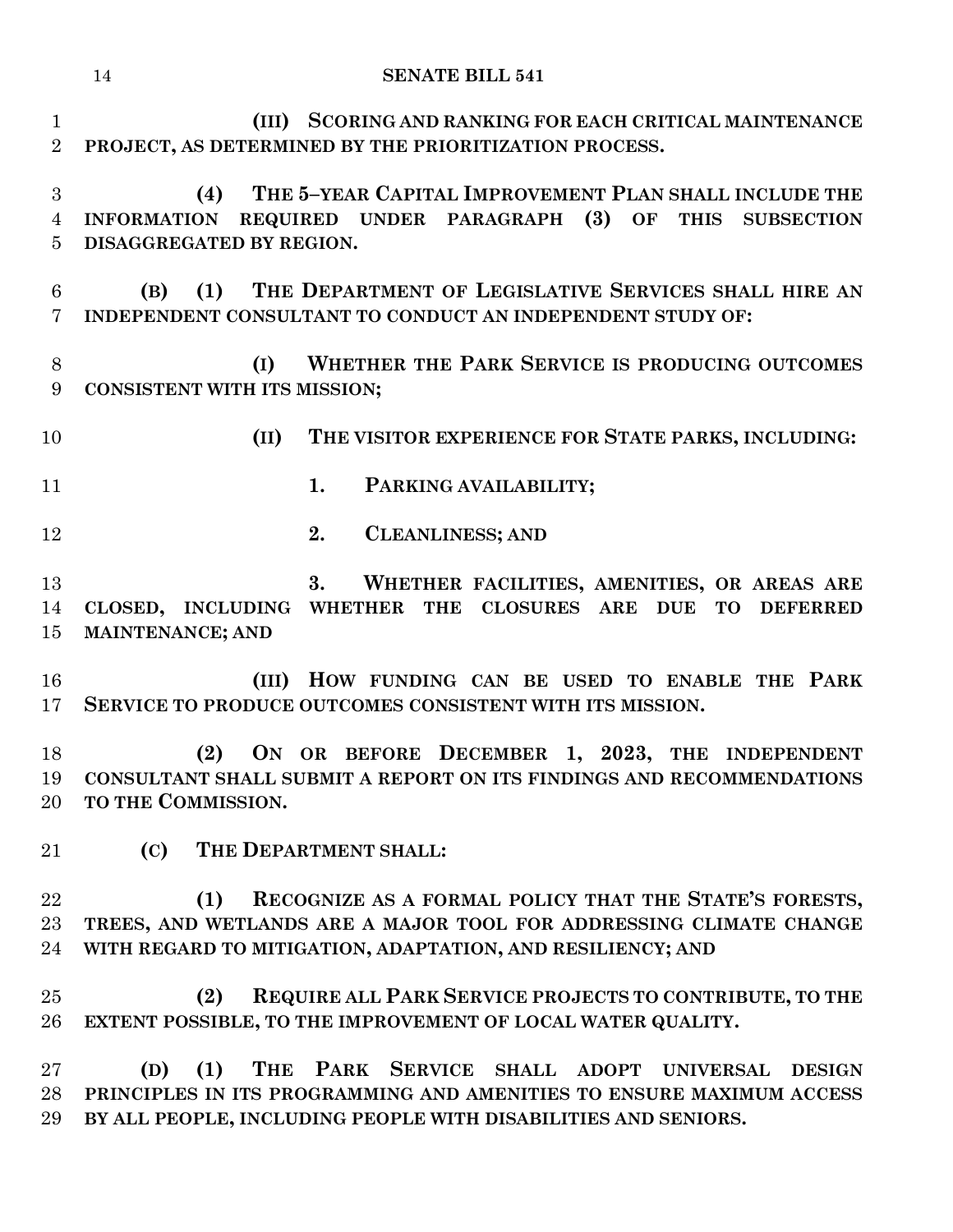**(III) SCORING AND RANKING FOR EACH CRITICAL MAINTENANCE PROJECT, AS DETERMINED BY THE PRIORITIZATION PROCESS.**

**(4) THE 5–YEAR CAPITAL IMPROVEMENT PLAN SHALL INCLUDE THE INFORMATION REQUIRED UNDER PARAGRAPH (3) OF THIS SUBSECTION DISAGGREGATED BY REGION.**

**(B) (1) THE DEPARTMENT OF LEGISLATIVE SERVICES SHALL HIRE AN INDEPENDENT CONSULTANT TO CONDUCT AN INDEPENDENT STUDY OF:**

**(I) WHETHER THE PARK SERVICE IS PRODUCING OUTCOMES CONSISTENT WITH ITS MISSION;**

**(II) THE VISITOR EXPERIENCE FOR STATE PARKS, INCLUDING:**

**1. PARKING AVAILABILITY;**

**2. CLEANLINESS; AND**

**3. WHETHER FACILITIES, AMENITIES, OR AREAS ARE CLOSED, INCLUDING WHETHER THE CLOSURES ARE DUE TO DEFERRED MAINTENANCE; AND**

**(III) HOW FUNDING CAN BE USED TO ENABLE THE PARK SERVICE TO PRODUCE OUTCOMES CONSISTENT WITH ITS MISSION.**

**(2) ON OR BEFORE DECEMBER 1, 2023, THE INDEPENDENT CONSULTANT SHALL SUBMIT A REPORT ON ITS FINDINGS AND RECOMMENDATIONS TO THE COMMISSION.**

**(C) THE DEPARTMENT SHALL:**

**(1) RECOGNIZE AS A FORMAL POLICY THAT THE STATE'S FORESTS, TREES, AND WETLANDS ARE A MAJOR TOOL FOR ADDRESSING CLIMATE CHANGE WITH REGARD TO MITIGATION, ADAPTATION, AND RESILIENCY; AND**

**(2) REQUIRE ALL PARK SERVICE PROJECTS TO CONTRIBUTE, TO THE EXTENT POSSIBLE, TO THE IMPROVEMENT OF LOCAL WATER QUALITY.**

**(D) (1) THE PARK SERVICE SHALL ADOPT UNIVERSAL DESIGN PRINCIPLES IN ITS PROGRAMMING AND AMENITIES TO ENSURE MAXIMUM ACCESS BY ALL PEOPLE, INCLUDING PEOPLE WITH DISABILITIES AND SENIORS.**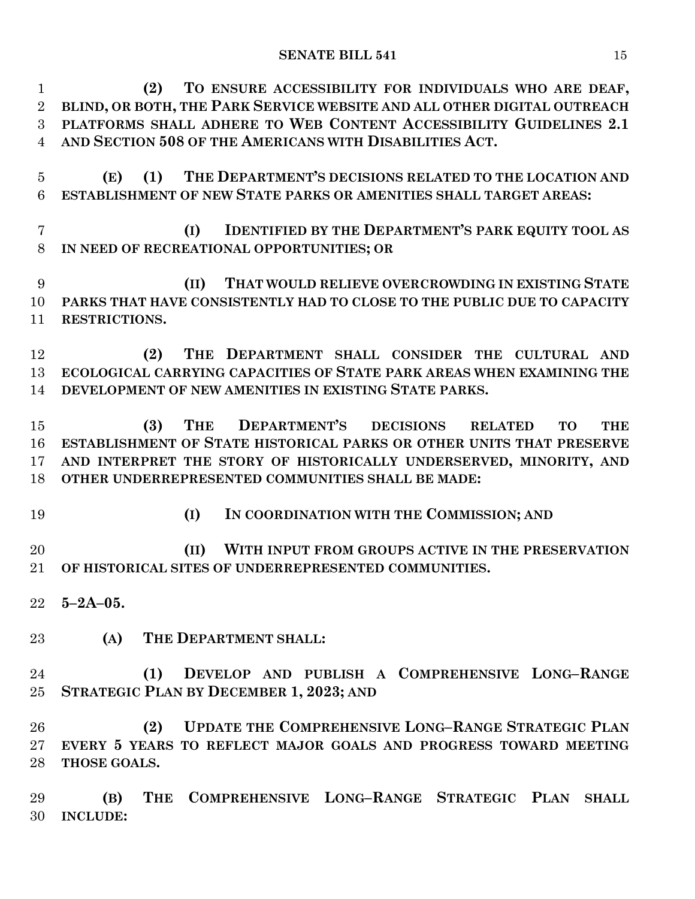**(2) TO ENSURE ACCESSIBILITY FOR INDIVIDUALS WHO ARE DEAF, BLIND, OR BOTH, THE PARK SERVICE WEBSITE AND ALL OTHER DIGITAL OUTREACH PLATFORMS SHALL ADHERE TO WEB CONTENT ACCESSIBILITY GUIDELINES 2.1 AND SECTION 508 OF THE AMERICANS WITH DISABILITIES ACT.**

**(E) (1) THE DEPARTMENT'S DECISIONS RELATED TO THE LOCATION AND ESTABLISHMENT OF NEW STATE PARKS OR AMENITIES SHALL TARGET AREAS:**

**(I) IDENTIFIED BY THE DEPARTMENT'S PARK EQUITY TOOL AS IN NEED OF RECREATIONAL OPPORTUNITIES; OR**

**(II) THAT WOULD RELIEVE OVERCROWDING IN EXISTING STATE PARKS THAT HAVE CONSISTENTLY HAD TO CLOSE TO THE PUBLIC DUE TO CAPACITY RESTRICTIONS.**

**(2) THE DEPARTMENT SHALL CONSIDER THE CULTURAL AND ECOLOGICAL CARRYING CAPACITIES OF STATE PARK AREAS WHEN EXAMINING THE DEVELOPMENT OF NEW AMENITIES IN EXISTING STATE PARKS.**

**(3) THE DEPARTMENT'S DECISIONS RELATED TO THE ESTABLISHMENT OF STATE HISTORICAL PARKS OR OTHER UNITS THAT PRESERVE AND INTERPRET THE STORY OF HISTORICALLY UNDERSERVED, MINORITY, AND OTHER UNDERREPRESENTED COMMUNITIES SHALL BE MADE:**

**(I) IN COORDINATION WITH THE COMMISSION; AND**

**(II) WITH INPUT FROM GROUPS ACTIVE IN THE PRESERVATION OF HISTORICAL SITES OF UNDERREPRESENTED COMMUNITIES.**

**5–2A–05.**

**(A) THE DEPARTMENT SHALL:**

**(1) DEVELOP AND PUBLISH A COMPREHENSIVE LONG–RANGE STRATEGIC PLAN BY DECEMBER 1, 2023; AND**

**(2) UPDATE THE COMPREHENSIVE LONG–RANGE STRATEGIC PLAN EVERY 5 YEARS TO REFLECT MAJOR GOALS AND PROGRESS TOWARD MEETING THOSE GOALS.**

**(B) THE COMPREHENSIVE LONG–RANGE STRATEGIC PLAN SHALL INCLUDE:**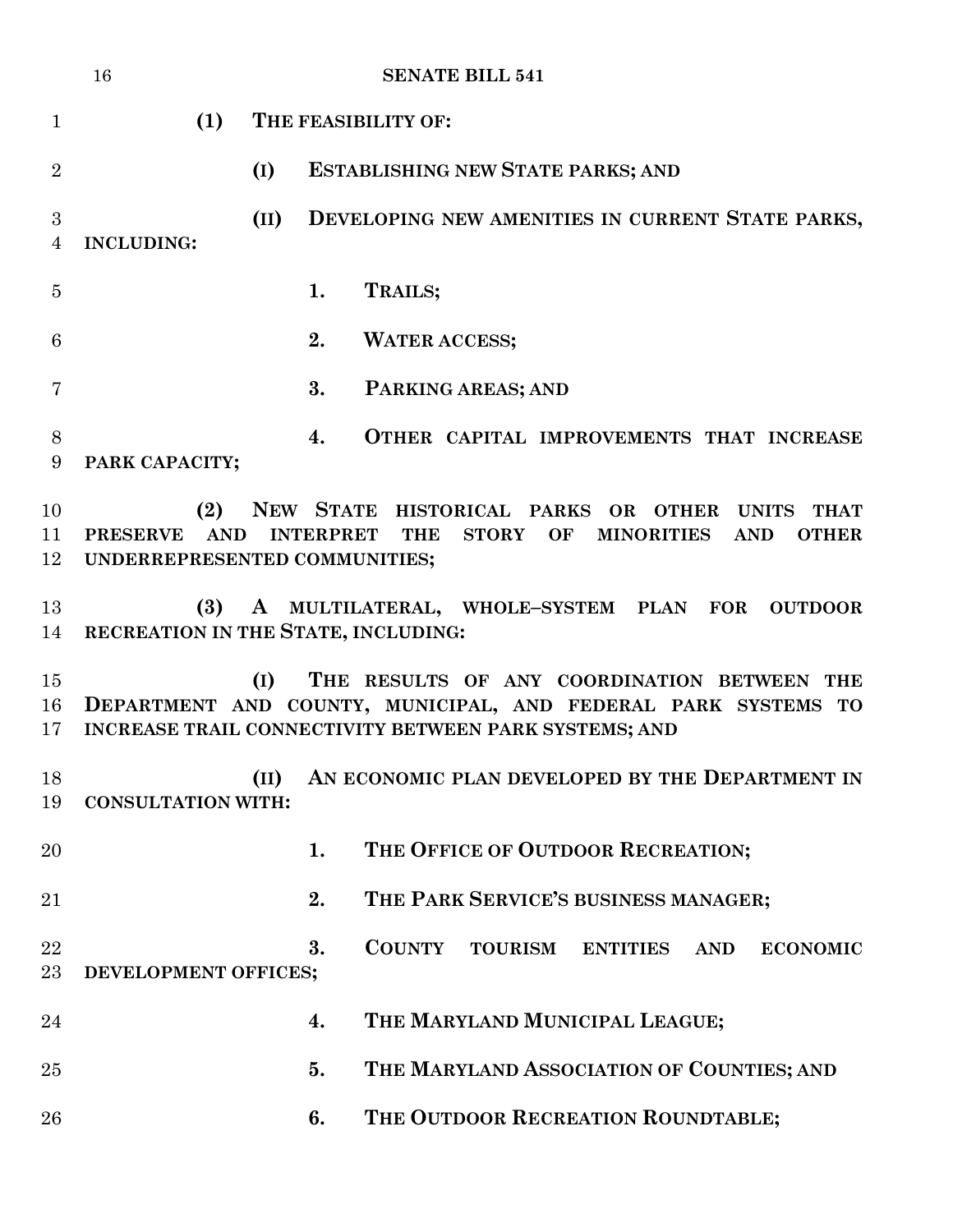**(1) THE FEASIBILITY OF:**

**(I) ESTABLISHING NEW STATE PARKS; AND**

**(II) DEVELOPING NEW AMENITIES IN CURRENT STATE PARKS, INCLUDING:**

**1. TRAILS;**

**2. WATER ACCESS;**

**3. PARKING AREAS; AND**

**4. OTHER CAPITAL IMPROVEMENTS THAT INCREASE PARK CAPACITY;**

**(2) NEW STATE HISTORICAL PARKS OR OTHER UNITS THAT PRESERVE AND INTERPRET THE STORY OF MINORITIES AND OTHER UNDERREPRESENTED COMMUNITIES;**

**(3) A MULTILATERAL, WHOLE–SYSTEM PLAN FOR OUTDOOR RECREATION IN THE STATE, INCLUDING:**

**(I) THE RESULTS OF ANY COORDINATION BETWEEN THE DEPARTMENT AND COUNTY, MUNICIPAL, AND FEDERAL PARK SYSTEMS TO INCREASE TRAIL CONNECTIVITY BETWEEN PARK SYSTEMS; AND**

**(II) AN ECONOMIC PLAN DEVELOPED BY THE DEPARTMENT IN CONSULTATION WITH:**

**1. THE OFFICE OF OUTDOOR RECREATION;**

**2. THE PARK SERVICE'S BUSINESS MANAGER;**

**3. COUNTY TOURISM ENTITIES AND ECONOMIC DEVELOPMENT OFFICES;**

**4. THE MARYLAND MUNICIPAL LEAGUE;**

**5. THE MARYLAND ASSOCIATION OF COUNTIES; AND**

**6. THE OUTDOOR RECREATION ROUNDTABLE;**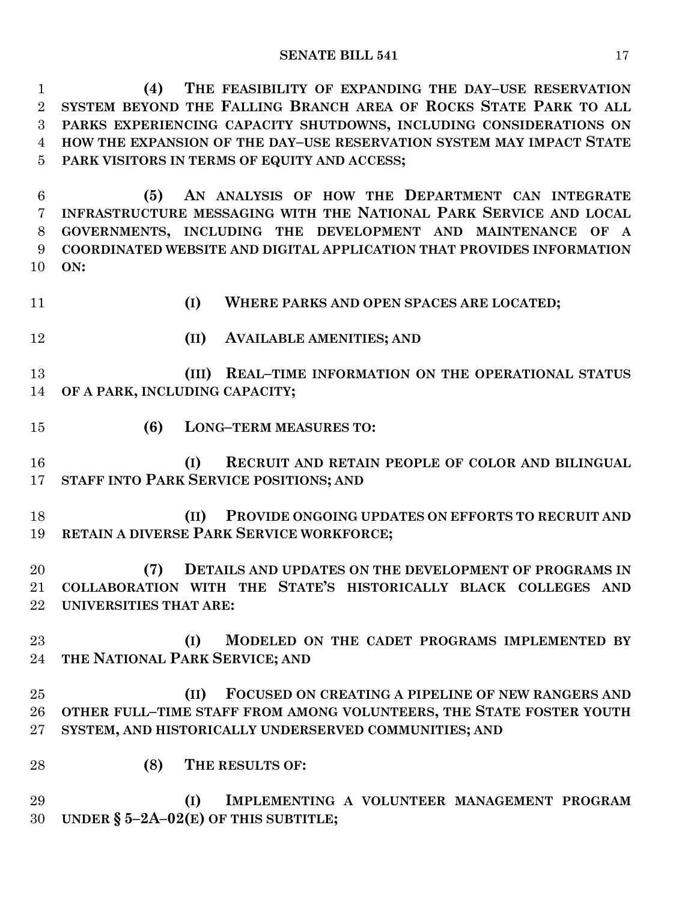**(4) THE FEASIBILITY OF EXPANDING THE DAY–USE RESERVATION SYSTEM BEYOND THE FALLING BRANCH AREA OF ROCKS STATE PARK TO ALL PARKS EXPERIENCING CAPACITY SHUTDOWNS, INCLUDING CONSIDERATIONS ON HOW THE EXPANSION OF THE DAY–USE RESERVATION SYSTEM MAY IMPACT STATE PARK VISITORS IN TERMS OF EQUITY AND ACCESS;**

**(5) AN ANALYSIS OF HOW THE DEPARTMENT CAN INTEGRATE INFRASTRUCTURE MESSAGING WITH THE NATIONAL PARK SERVICE AND LOCAL GOVERNMENTS, INCLUDING THE DEVELOPMENT AND MAINTENANCE OF A COORDINATED WEBSITE AND DIGITAL APPLICATION THAT PROVIDES INFORMATION ON:**

**(I) WHERE PARKS AND OPEN SPACES ARE LOCATED;**

**(II) AVAILABLE AMENITIES; AND**

**(III) REAL–TIME INFORMATION ON THE OPERATIONAL STATUS OF A PARK, INCLUDING CAPACITY;**

**(6) LONG–TERM MEASURES TO:**

**(I) RECRUIT AND RETAIN PEOPLE OF COLOR AND BILINGUAL STAFF INTO PARK SERVICE POSITIONS; AND**

**(II) PROVIDE ONGOING UPDATES ON EFFORTS TO RECRUIT AND RETAIN A DIVERSE PARK SERVICE WORKFORCE;**

**(7) DETAILS AND UPDATES ON THE DEVELOPMENT OF PROGRAMS IN COLLABORATION WITH THE STATE'S HISTORICALLY BLACK COLLEGES AND UNIVERSITIES THAT ARE:**

**(I) MODELED ON THE CADET PROGRAMS IMPLEMENTED BY THE NATIONAL PARK SERVICE; AND**

**(II) FOCUSED ON CREATING A PIPELINE OF NEW RANGERS AND OTHER FULL–TIME STAFF FROM AMONG VOLUNTEERS, THE STATE FOSTER YOUTH SYSTEM, AND HISTORICALLY UNDERSERVED COMMUNITIES; AND**

**(8) THE RESULTS OF:**

**(I) IMPLEMENTING A VOLUNTEER MANAGEMENT PROGRAM UNDER § 5–2A–02(E) OF THIS SUBTITLE;**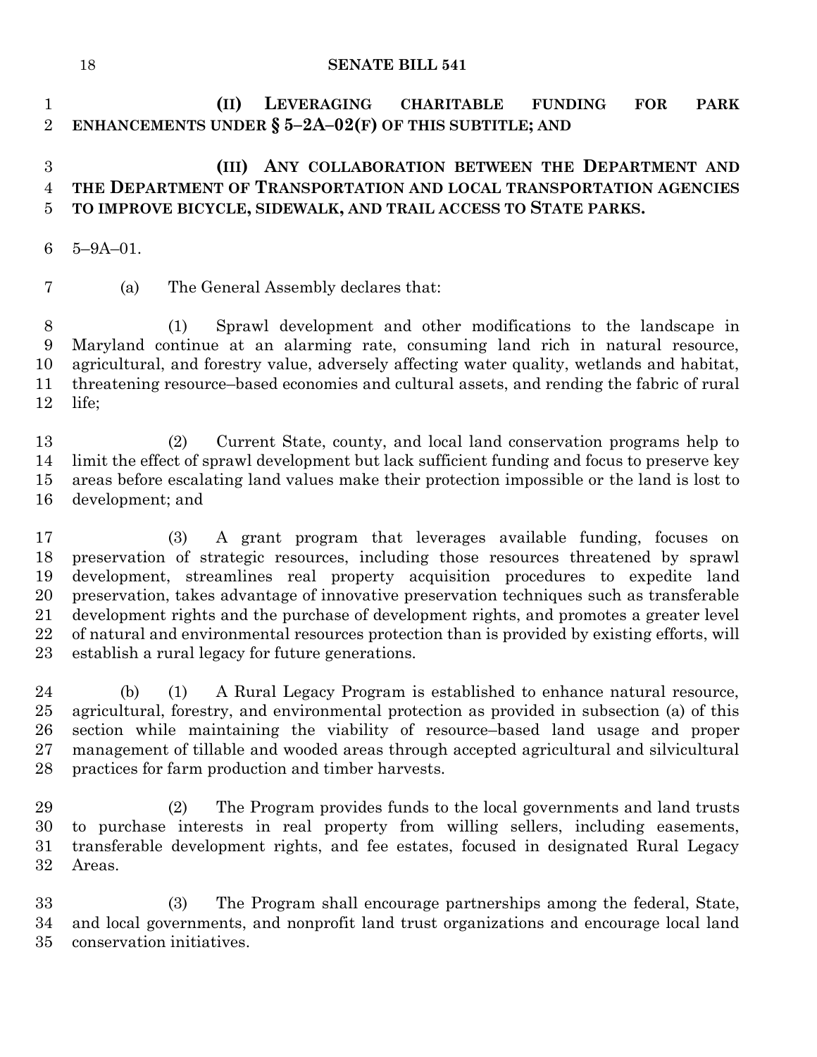**(II) LEVERAGING CHARITABLE FUNDING FOR PARK ENHANCEMENTS UNDER § 5–2A–02(F) OF THIS SUBTITLE; AND**

**(III) ANY COLLABORATION BETWEEN THE DEPARTMENT AND THE DEPARTMENT OF TRANSPORTATION AND LOCAL TRANSPORTATION AGENCIES TO IMPROVE BICYCLE, SIDEWALK, AND TRAIL ACCESS TO STATE PARKS.**

5–9A–01.

(a) The General Assembly declares that:

(1) Sprawl development and other modifications to the landscape in Maryland continue at an alarming rate, consuming land rich in natural resource, agricultural, and forestry value, adversely affecting water quality, wetlands and habitat, threatening resource–based economies and cultural assets, and rending the fabric of rural life;

(2) Current State, county, and local land conservation programs help to limit the effect of sprawl development but lack sufficient funding and focus to preserve key areas before escalating land values make their protection impossible or the land is lost to development; and

(3) A grant program that leverages available funding, focuses on preservation of strategic resources, including those resources threatened by sprawl development, streamlines real property acquisition procedures to expedite land preservation, takes advantage of innovative preservation techniques such as transferable development rights and the purchase of development rights, and promotes a greater level of natural and environmental resources protection than is provided by existing efforts, will establish a rural legacy for future generations.

(b) (1) A Rural Legacy Program is established to enhance natural resource, agricultural, forestry, and environmental protection as provided in subsection (a) of this section while maintaining the viability of resource–based land usage and proper management of tillable and wooded areas through accepted agricultural and silvicultural practices for farm production and timber harvests.

(2) The Program provides funds to the local governments and land trusts to purchase interests in real property from willing sellers, including easements, transferable development rights, and fee estates, focused in designated Rural Legacy Areas.

(3) The Program shall encourage partnerships among the federal, State, and local governments, and nonprofit land trust organizations and encourage local land conservation initiatives.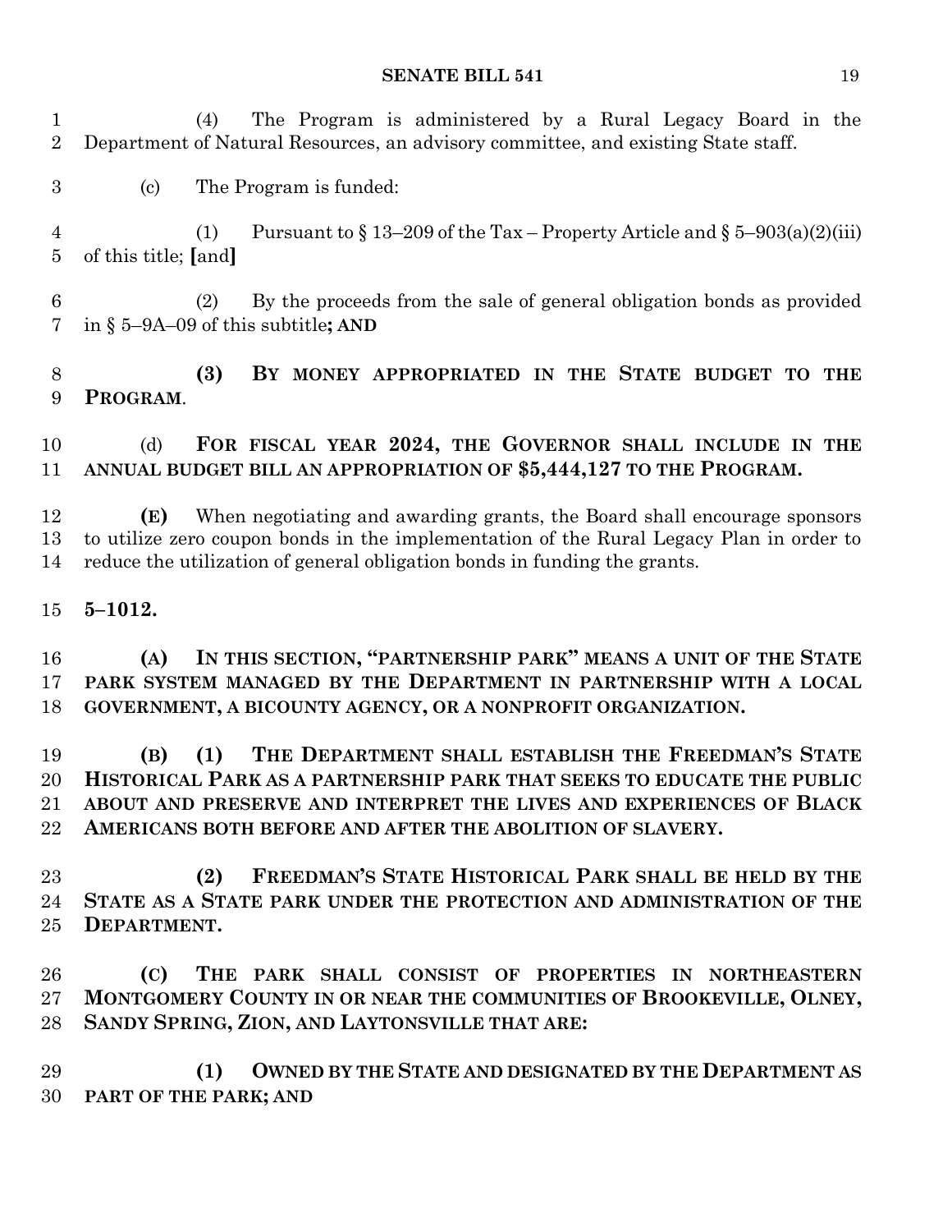(4) The Program is administered by a Rural Legacy Board in the Department of Natural Resources, an advisory committee, and existing State staff.

(c) The Program is funded:

(1) Pursuant to § 13–209 of the Tax – Property Article and § 5–903(a)(2)(iii) of this title; **[**and**]**

(2) By the proceeds from the sale of general obligation bonds as provided in § 5–9A–09 of this subtitle**; AND**

**(3) BY MONEY APPROPRIATED IN THE STATE BUDGET TO THE PROGRAM**.

(d) **FOR FISCAL YEAR 2024, THE GOVERNOR SHALL INCLUDE IN THE ANNUAL BUDGET BILL AN APPROPRIATION OF $5,444,127 TO THE PROGRAM.**

**(E)** When negotiating and awarding grants, the Board shall encourage sponsors to utilize zero coupon bonds in the implementation of the Rural Legacy Plan in order to reduce the utilization of general obligation bonds in funding the grants.

**5–1012.**

**(A) IN THIS SECTION, "PARTNERSHIP PARK" MEANS A UNIT OF THE STATE PARK SYSTEM MANAGED BY THE DEPARTMENT IN PARTNERSHIP WITH A LOCAL GOVERNMENT, A BICOUNTY AGENCY, OR A NONPROFIT ORGANIZATION.**

**(B) (1) THE DEPARTMENT SHALL ESTABLISH THE FREEDMAN'S STATE HISTORICAL PARK AS A PARTNERSHIP PARK THAT SEEKS TO EDUCATE THE PUBLIC ABOUT AND PRESERVE AND INTERPRET THE LIVES AND EXPERIENCES OF BLACK AMERICANS BOTH BEFORE AND AFTER THE ABOLITION OF SLAVERY.**

**(2) FREEDMAN'S STATE HISTORICAL PARK SHALL BE HELD BY THE STATE AS A STATE PARK UNDER THE PROTECTION AND ADMINISTRATION OF THE DEPARTMENT.**

**(C) THE PARK SHALL CONSIST OF PROPERTIES IN NORTHEASTERN MONTGOMERY COUNTY IN OR NEAR THE COMMUNITIES OF BROOKEVILLE, OLNEY, SANDY SPRING, ZION, AND LAYTONSVILLE THAT ARE:**

**(1) OWNED BY THE STATE AND DESIGNATED BY THE DEPARTMENT AS PART OF THE PARK; AND**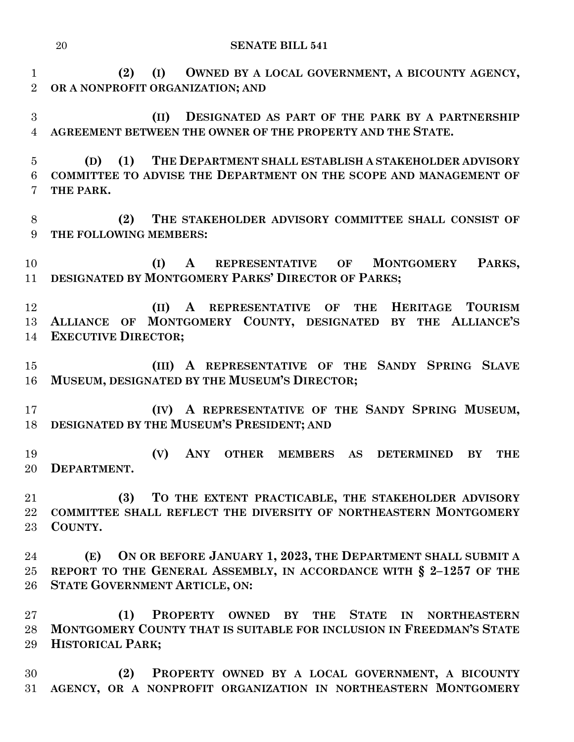**(2) (I) OWNED BY A LOCAL GOVERNMENT, A BICOUNTY AGENCY, OR A NONPROFIT ORGANIZATION; AND**

**(II) DESIGNATED AS PART OF THE PARK BY A PARTNERSHIP AGREEMENT BETWEEN THE OWNER OF THE PROPERTY AND THE STATE.**

**(D) (1) THE DEPARTMENT SHALL ESTABLISH A STAKEHOLDER ADVISORY COMMITTEE TO ADVISE THE DEPARTMENT ON THE SCOPE AND MANAGEMENT OF THE PARK.**

**(2) THE STAKEHOLDER ADVISORY COMMITTEE SHALL CONSIST OF THE FOLLOWING MEMBERS:**

**(I) A REPRESENTATIVE OF MONTGOMERY PARKS, DESIGNATED BY MONTGOMERY PARKS' DIRECTOR OF PARKS;**

**(II) A REPRESENTATIVE OF THE HERITAGE TOURISM ALLIANCE OF MONTGOMERY COUNTY, DESIGNATED BY THE ALLIANCE'S EXECUTIVE DIRECTOR;**

**(III) A REPRESENTATIVE OF THE SANDY SPRING SLAVE MUSEUM, DESIGNATED BY THE MUSEUM'S DIRECTOR;**

**(IV) A REPRESENTATIVE OF THE SANDY SPRING MUSEUM, DESIGNATED BY THE MUSEUM'S PRESIDENT; AND**

**(V) ANY OTHER MEMBERS AS DETERMINED BY THE DEPARTMENT.**

**(3) TO THE EXTENT PRACTICABLE, THE STAKEHOLDER ADVISORY COMMITTEE SHALL REFLECT THE DIVERSITY OF NORTHEASTERN MONTGOMERY COUNTY.**

**(E) ON OR BEFORE JANUARY 1, 2023, THE DEPARTMENT SHALL SUBMIT A REPORT TO THE GENERAL ASSEMBLY, IN ACCORDANCE WITH § 2–1257 OF THE STATE GOVERNMENT ARTICLE, ON:**

**(1) PROPERTY OWNED BY THE STATE IN NORTHEASTERN MONTGOMERY COUNTY THAT IS SUITABLE FOR INCLUSION IN FREEDMAN'S STATE HISTORICAL PARK;**

**(2) PROPERTY OWNED BY A LOCAL GOVERNMENT, A BICOUNTY AGENCY, OR A NONPROFIT ORGANIZATION IN NORTHEASTERN MONTGOMERY**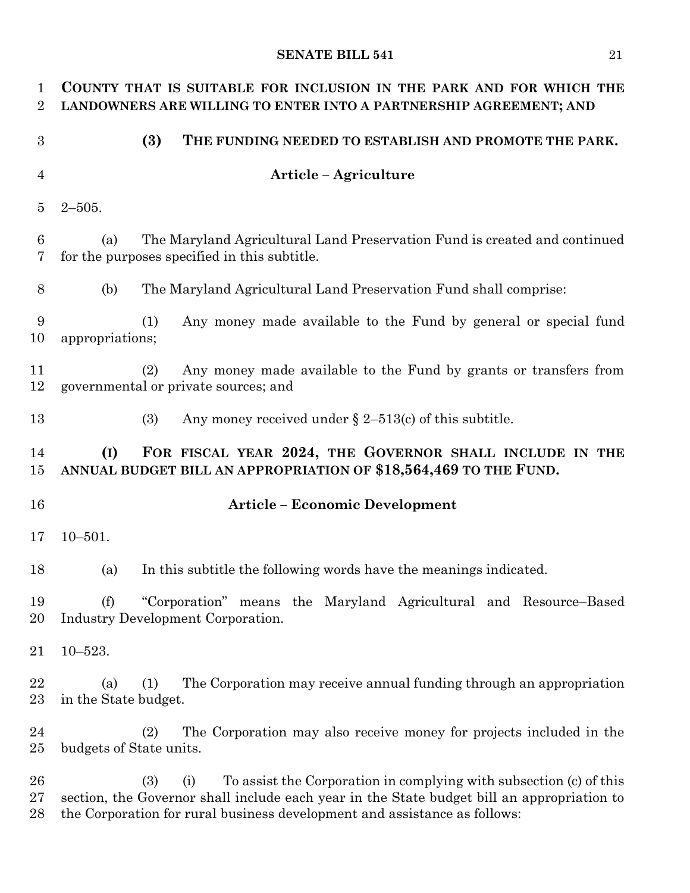**COUNTY THAT IS SUITABLE FOR INCLUSION IN THE PARK AND FOR WHICH THE LANDOWNERS ARE WILLING TO ENTER INTO A PARTNERSHIP AGREEMENT; AND**

**(3) THE FUNDING NEEDED TO ESTABLISH AND PROMOTE THE PARK.**

**Article – Agriculture**

2–505.

(a) The Maryland Agricultural Land Preservation Fund is created and continued for the purposes specified in this subtitle.

(b) The Maryland Agricultural Land Preservation Fund shall comprise:

(1) Any money made available to the Fund by general or special fund appropriations;

(2) Any money made available to the Fund by grants or transfers from governmental or private sources; and

(3) Any money received under § 2–513(c) of this subtitle.

**(I) FOR FISCAL YEAR 2024, THE GOVERNOR SHALL INCLUDE IN THE ANNUAL BUDGET BILL AN APPROPRIATION OF $18,564,469 TO THE FUND.**

**Article – Economic Development**

10–501.

(a) In this subtitle the following words have the meanings indicated.

(f) "Corporation" means the Maryland Agricultural and Resource–Based Industry Development Corporation.

10–523.

(a) (1) The Corporation may receive annual funding through an appropriation in the State budget.

(2) The Corporation may also receive money for projects included in the budgets of State units.

(3) (i) To assist the Corporation in complying with subsection (c) of this section, the Governor shall include each year in the State budget bill an appropriation to the Corporation for rural business development and assistance as follows: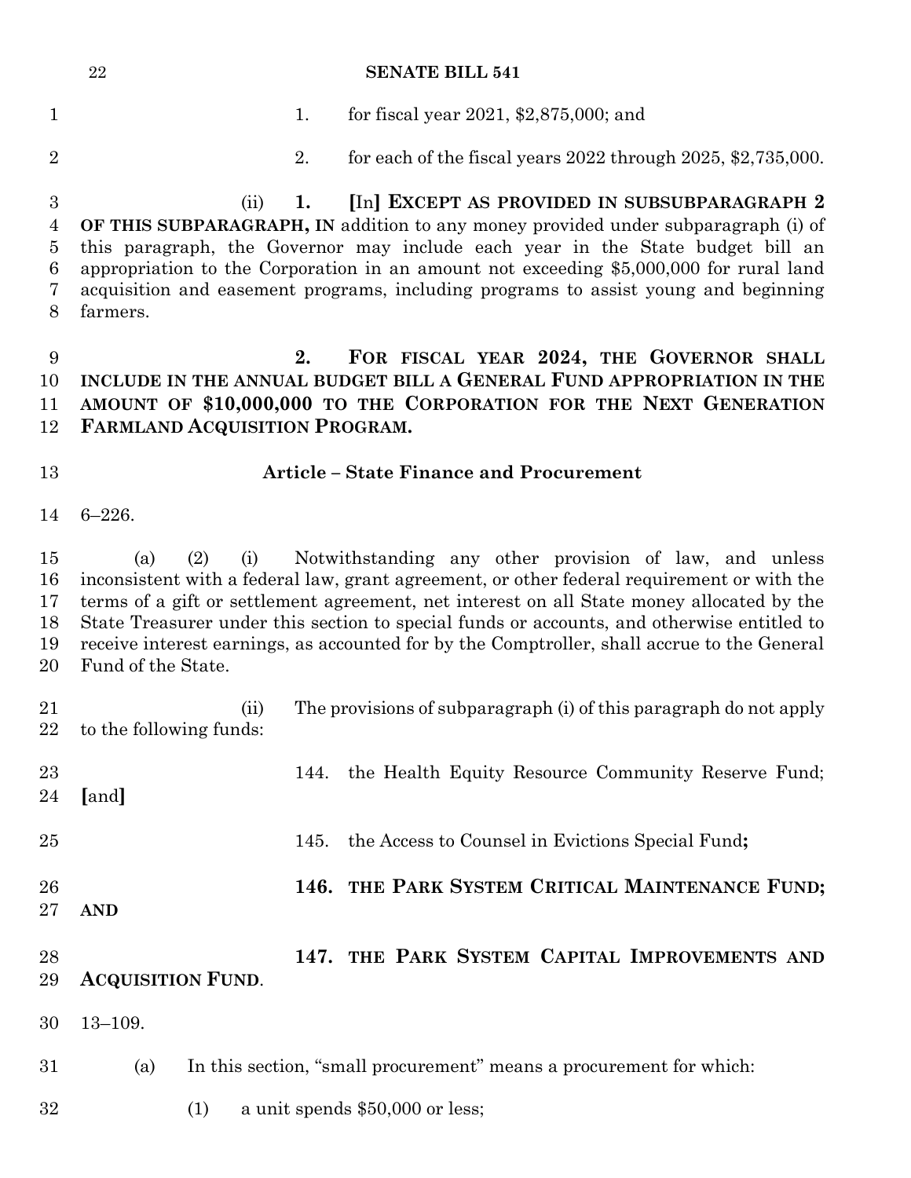1. for fiscal year 2021, $2,875,000; and

2. for each of the fiscal years 2022 through 2025, $2,735,000.

(ii) **1.** [In] **EXCEPT AS PROVIDED IN SUBSUBPARAGRAPH 2 OF THIS SUBPARAGRAPH, IN** addition to any money provided under subparagraph (i) of this paragraph, the Governor may include each year in the State budget bill an appropriation to the Corporation in an amount not exceeding $5,000,000 for rural land acquisition and easement programs, including programs to assist young and beginning farmers.

**2. FOR FISCAL YEAR 2024, THE GOVERNOR SHALL INCLUDE IN THE ANNUAL BUDGET BILL A GENERAL FUND APPROPRIATION IN THE AMOUNT OF $10,000,000 TO THE CORPORATION FOR THE NEXT GENERATION FARMLAND ACQUISITION PROGRAM.**

## Article – State Finance and Procurement

6–226.

(a) (2) (i) Notwithstanding any other provision of law, and unless inconsistent with a federal law, grant agreement, or other federal requirement or with the terms of a gift or settlement agreement, net interest on all State money allocated by the State Treasurer under this section to special funds or accounts, and otherwise entitled to receive interest earnings, as accounted for by the Comptroller, shall accrue to the General Fund of the State.

(ii) The provisions of subparagraph (i) of this paragraph do not apply to the following funds:

144. the Health Equity Resource Community Reserve Fund; [and]

145. the Access to Counsel in Evictions Special Fund**;**

**146. THE PARK SYSTEM CRITICAL MAINTENANCE FUND; AND**

**147. THE PARK SYSTEM CAPITAL IMPROVEMENTS AND ACQUISITION FUND**.

13–109.

(a) In this section, "small procurement" means a procurement for which:

(1) a unit spends $50,000 or less;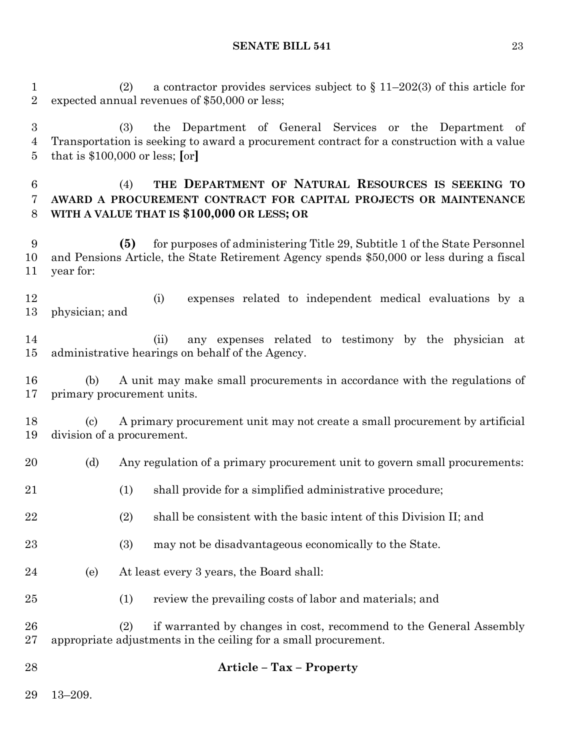(2) a contractor provides services subject to § 11–202(3) of this article for expected annual revenues of $50,000 or less;

(3) the Department of General Services or the Department of Transportation is seeking to award a procurement contract for a construction with a value that is $100,000 or less; [or]

(4) **THE DEPARTMENT OF NATURAL RESOURCES IS SEEKING TO AWARD A PROCUREMENT CONTRACT FOR CAPITAL PROJECTS OR MAINTENANCE WITH A VALUE THAT IS $100,000 OR LESS; OR**

**(5)** for purposes of administering Title 29, Subtitle 1 of the State Personnel and Pensions Article, the State Retirement Agency spends $50,000 or less during a fiscal year for:

(i) expenses related to independent medical evaluations by a physician; and

(ii) any expenses related to testimony by the physician at administrative hearings on behalf of the Agency.

(b) A unit may make small procurements in accordance with the regulations of primary procurement units.

(c) A primary procurement unit may not create a small procurement by artificial division of a procurement.

(d) Any regulation of a primary procurement unit to govern small procurements:

(1) shall provide for a simplified administrative procedure;

(2) shall be consistent with the basic intent of this Division II; and

(3) may not be disadvantageous economically to the State.

(e) At least every 3 years, the Board shall:

(1) review the prevailing costs of labor and materials; and

(2) if warranted by changes in cost, recommend to the General Assembly appropriate adjustments in the ceiling for a small procurement.

## Article – Tax – Property

13–209.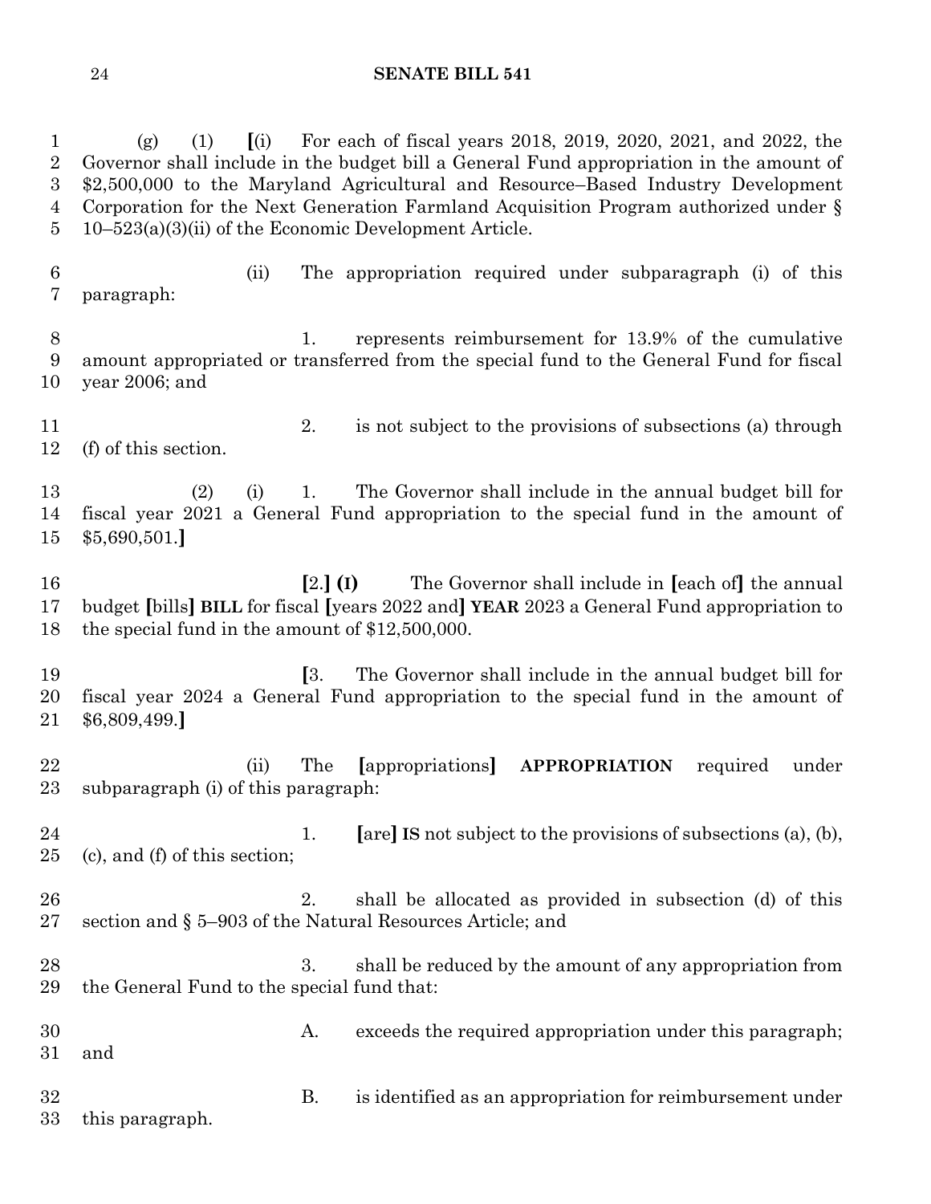(g) (1) [(i) For each of fiscal years 2018, 2019, 2020, 2021, and 2022, the Governor shall include in the budget bill a General Fund appropriation in the amount of $2,500,000 to the Maryland Agricultural and Resource–Based Industry Development Corporation for the Next Generation Farmland Acquisition Program authorized under § 10–523(a)(3)(ii) of the Economic Development Article.

(ii) The appropriation required under subparagraph (i) of this paragraph:

1. represents reimbursement for 13.9% of the cumulative amount appropriated or transferred from the special fund to the General Fund for fiscal year 2006; and

2. is not subject to the provisions of subsections (a) through (f) of this section.

(2) (i) 1. The Governor shall include in the annual budget bill for fiscal year 2021 a General Fund appropriation to the special fund in the amount of $5,690,501.]

[2.] **(I)** The Governor shall include in [each of] the annual budget [bills] **BILL** for fiscal [years 2022 and] **YEAR** 2023 a General Fund appropriation to the special fund in the amount of $12,500,000.

[3. The Governor shall include in the annual budget bill for fiscal year 2024 a General Fund appropriation to the special fund in the amount of $6,809,499.]

(ii) The [appropriations] **APPROPRIATION** required under subparagraph (i) of this paragraph:

1. [are] **IS** not subject to the provisions of subsections (a), (b), (c), and (f) of this section;

2. shall be allocated as provided in subsection (d) of this section and § 5–903 of the Natural Resources Article; and

3. shall be reduced by the amount of any appropriation from the General Fund to the special fund that:

A. exceeds the required appropriation under this paragraph; and

B. is identified as an appropriation for reimbursement under this paragraph.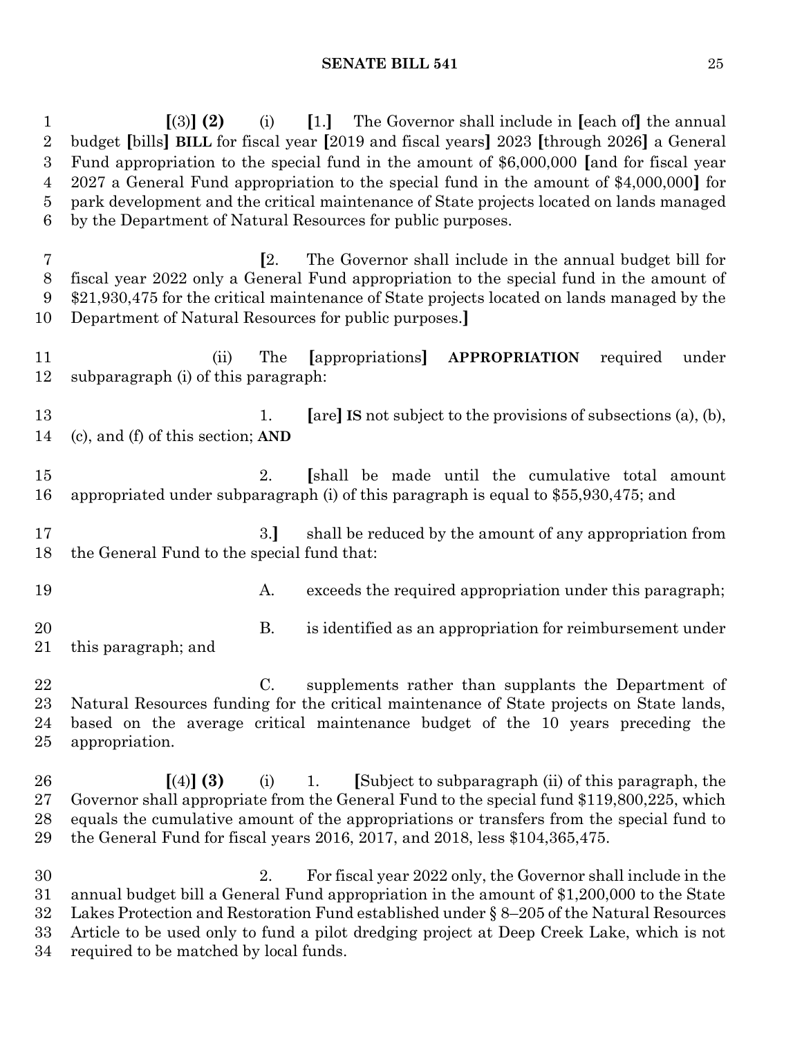[(3)] **(2)** (i) [1.] The Governor shall include in [each of] the annual budget [bills] **BILL** for fiscal year [2019 and fiscal years] 2023 [through 2026] a General Fund appropriation to the special fund in the amount of $6,000,000 [and for fiscal year 2027 a General Fund appropriation to the special fund in the amount of $4,000,000] for park development and the critical maintenance of State projects located on lands managed by the Department of Natural Resources for public purposes.

[2. The Governor shall include in the annual budget bill for fiscal year 2022 only a General Fund appropriation to the special fund in the amount of $21,930,475 for the critical maintenance of State projects located on lands managed by the Department of Natural Resources for public purposes.]

(ii) The [appropriations] **APPROPRIATION** required under subparagraph (i) of this paragraph:

1. [are] **IS** not subject to the provisions of subsections (a), (b), (c), and (f) of this section; **AND**

2. [shall be made until the cumulative total amount appropriated under subparagraph (i) of this paragraph is equal to $55,930,475; and

3.] shall be reduced by the amount of any appropriation from the General Fund to the special fund that:

A. exceeds the required appropriation under this paragraph;

B. is identified as an appropriation for reimbursement under this paragraph; and

C. supplements rather than supplants the Department of Natural Resources funding for the critical maintenance of State projects on State lands, based on the average critical maintenance budget of the 10 years preceding the appropriation.

[(4)] **(3)** (i) 1. [Subject to subparagraph (ii) of this paragraph, the Governor shall appropriate from the General Fund to the special fund $119,800,225, which equals the cumulative amount of the appropriations or transfers from the special fund to the General Fund for fiscal years 2016, 2017, and 2018, less $104,365,475.

2. For fiscal year 2022 only, the Governor shall include in the annual budget bill a General Fund appropriation in the amount of $1,200,000 to the State Lakes Protection and Restoration Fund established under § 8–205 of the Natural Resources Article to be used only to fund a pilot dredging project at Deep Creek Lake, which is not required to be matched by local funds.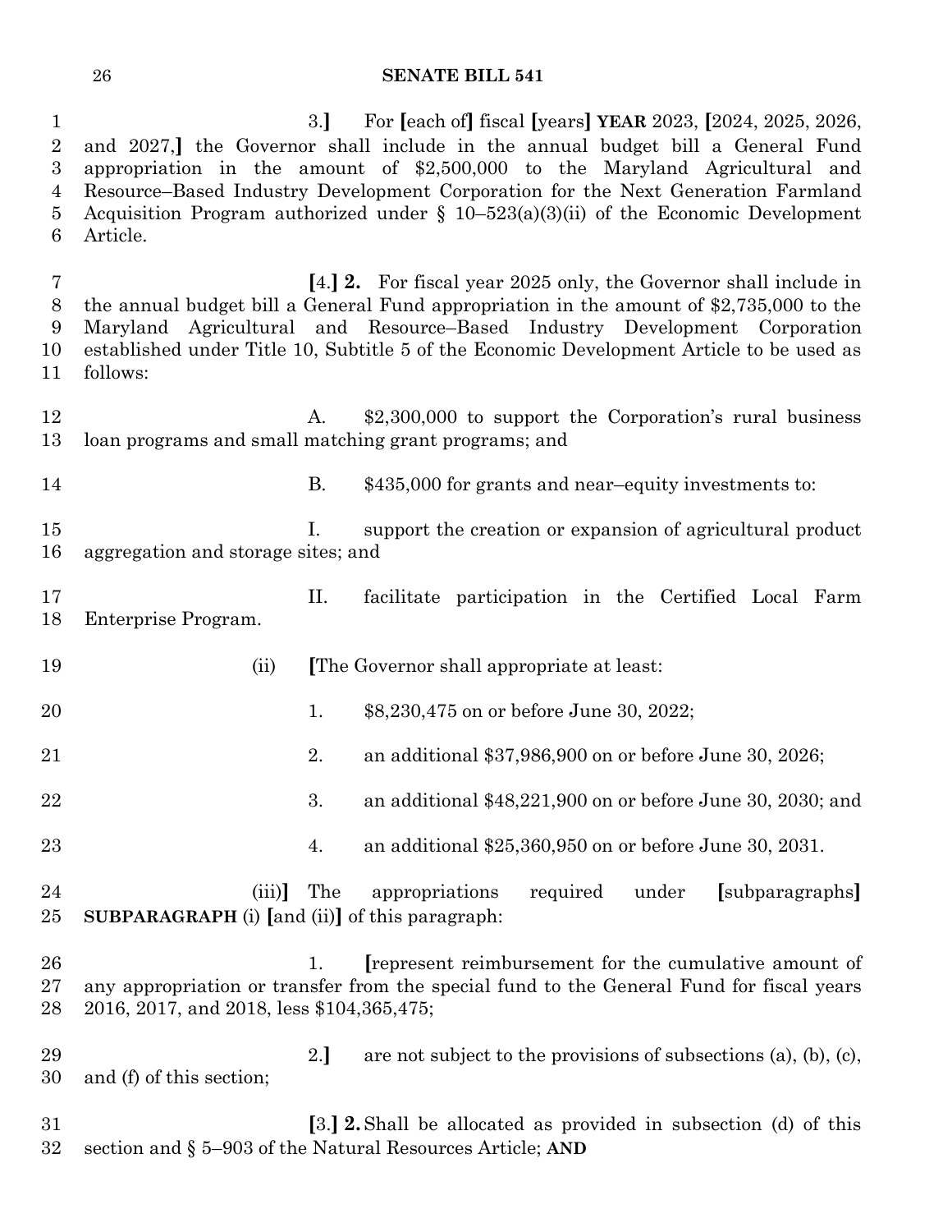3.] For [each of] fiscal [years] **YEAR** 2023, [2024, 2025, 2026, and 2027,] the Governor shall include in the annual budget bill a General Fund appropriation in the amount of $2,500,000 to the Maryland Agricultural and Resource–Based Industry Development Corporation for the Next Generation Farmland Acquisition Program authorized under § 10–523(a)(3)(ii) of the Economic Development Article.

[4.] **2.** For fiscal year 2025 only, the Governor shall include in the annual budget bill a General Fund appropriation in the amount of $2,735,000 to the Maryland Agricultural and Resource–Based Industry Development Corporation established under Title 10, Subtitle 5 of the Economic Development Article to be used as follows:

A. $2,300,000 to support the Corporation's rural business loan programs and small matching grant programs; and

B. $435,000 for grants and near–equity investments to:

I. support the creation or expansion of agricultural product aggregation and storage sites; and

II. facilitate participation in the Certified Local Farm Enterprise Program.

(ii) [The Governor shall appropriate at least:

1. $8,230,475 on or before June 30, 2022;

2. an additional $37,986,900 on or before June 30, 2026;

3. an additional $48,221,900 on or before June 30, 2030; and

4. an additional $25,360,950 on or before June 30, 2031.

(iii)] The appropriations required under [subparagraphs] **SUBPARAGRAPH** (i) [and (ii)] of this paragraph:

1. [represent reimbursement for the cumulative amount of any appropriation or transfer from the special fund to the General Fund for fiscal years 2016, 2017, and 2018, less $104,365,475;

2.] are not subject to the provisions of subsections (a), (b), (c), and (f) of this section;

[3.] **2.** Shall be allocated as provided in subsection (d) of this section and § 5–903 of the Natural Resources Article; **AND**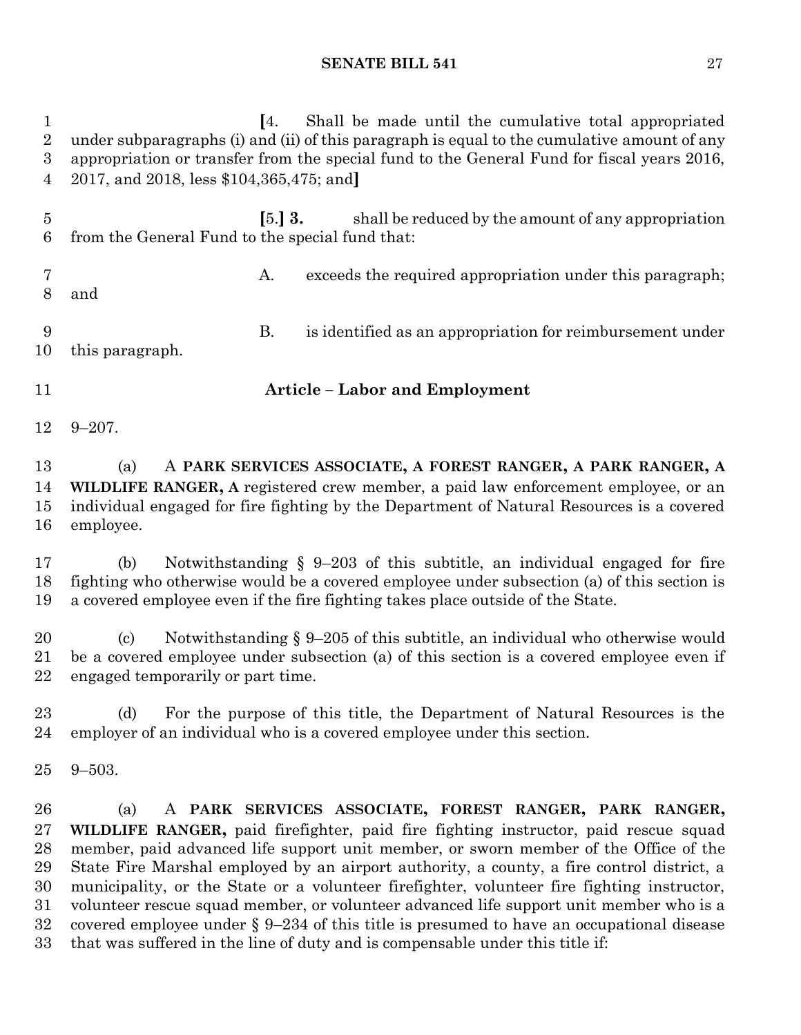[4. Shall be made until the cumulative total appropriated under subparagraphs (i) and (ii) of this paragraph is equal to the cumulative amount of any appropriation or transfer from the special fund to the General Fund for fiscal years 2016, 2017, and 2018, less $104,365,475; and]

[5.] **3.** shall be reduced by the amount of any appropriation from the General Fund to the special fund that:

A. exceeds the required appropriation under this paragraph; and

B. is identified as an appropriation for reimbursement under this paragraph.

## Article – Labor and Employment

9–207.

(a) A **PARK SERVICES ASSOCIATE, A FOREST RANGER, A PARK RANGER, A WILDLIFE RANGER, A** registered crew member, a paid law enforcement employee, or an individual engaged for fire fighting by the Department of Natural Resources is a covered employee.

(b) Notwithstanding § 9–203 of this subtitle, an individual engaged for fire fighting who otherwise would be a covered employee under subsection (a) of this section is a covered employee even if the fire fighting takes place outside of the State.

(c) Notwithstanding § 9–205 of this subtitle, an individual who otherwise would be a covered employee under subsection (a) of this section is a covered employee even if engaged temporarily or part time.

(d) For the purpose of this title, the Department of Natural Resources is the employer of an individual who is a covered employee under this section.

9–503.

(a) A **PARK SERVICES ASSOCIATE, FOREST RANGER, PARK RANGER, WILDLIFE RANGER,** paid firefighter, paid fire fighting instructor, paid rescue squad member, paid advanced life support unit member, or sworn member of the Office of the State Fire Marshal employed by an airport authority, a county, a fire control district, a municipality, or the State or a volunteer firefighter, volunteer fire fighting instructor, volunteer rescue squad member, or volunteer advanced life support unit member who is a covered employee under § 9–234 of this title is presumed to have an occupational disease that was suffered in the line of duty and is compensable under this title if: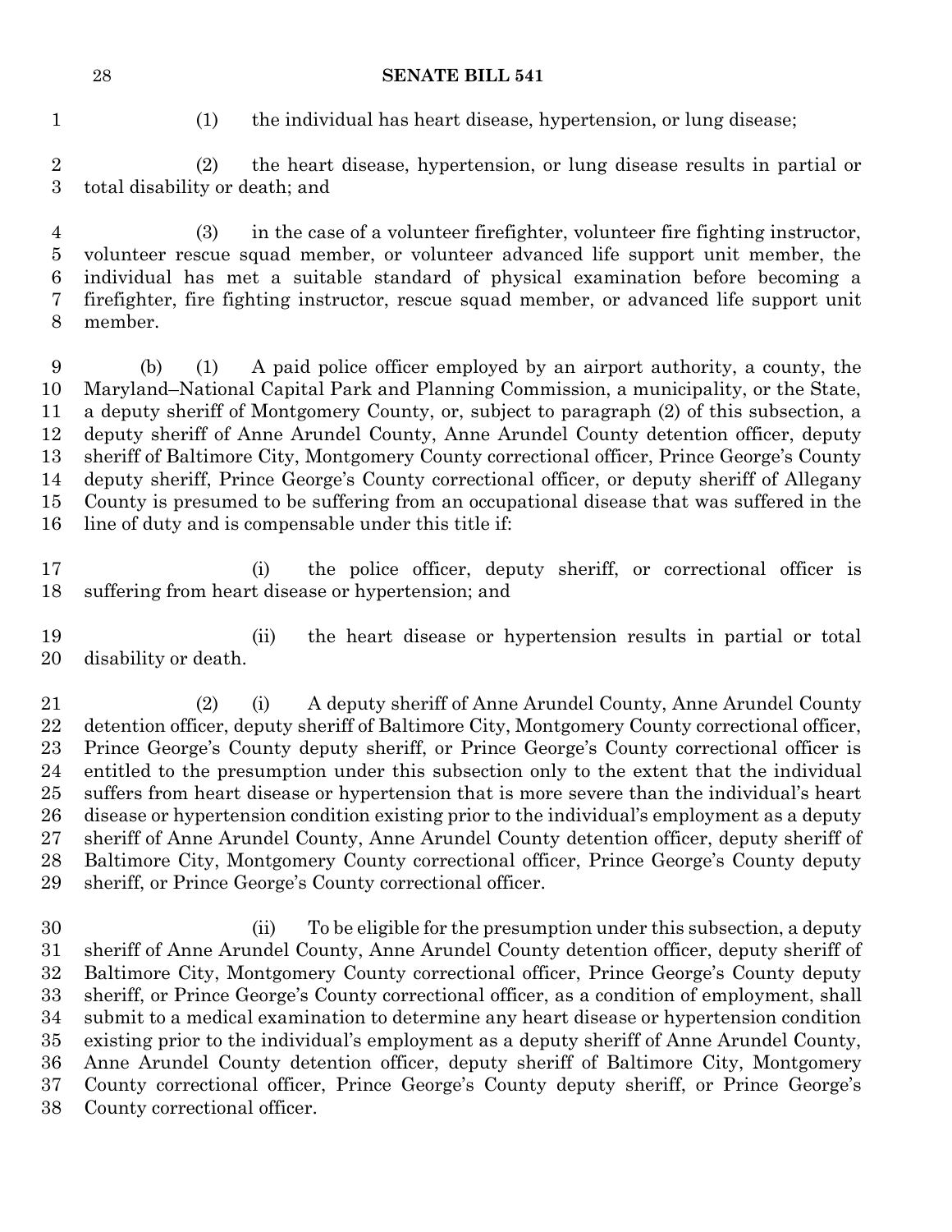(1) the individual has heart disease, hypertension, or lung disease;

(2) the heart disease, hypertension, or lung disease results in partial or total disability or death; and

(3) in the case of a volunteer firefighter, volunteer fire fighting instructor, volunteer rescue squad member, or volunteer advanced life support unit member, the individual has met a suitable standard of physical examination before becoming a firefighter, fire fighting instructor, rescue squad member, or advanced life support unit member.

(b) (1) A paid police officer employed by an airport authority, a county, the Maryland–National Capital Park and Planning Commission, a municipality, or the State, a deputy sheriff of Montgomery County, or, subject to paragraph (2) of this subsection, a deputy sheriff of Anne Arundel County, Anne Arundel County detention officer, deputy sheriff of Baltimore City, Montgomery County correctional officer, Prince George's County deputy sheriff, Prince George's County correctional officer, or deputy sheriff of Allegany County is presumed to be suffering from an occupational disease that was suffered in the line of duty and is compensable under this title if:

(i) the police officer, deputy sheriff, or correctional officer is suffering from heart disease or hypertension; and

(ii) the heart disease or hypertension results in partial or total disability or death.

(2) (i) A deputy sheriff of Anne Arundel County, Anne Arundel County detention officer, deputy sheriff of Baltimore City, Montgomery County correctional officer, Prince George's County deputy sheriff, or Prince George's County correctional officer is entitled to the presumption under this subsection only to the extent that the individual suffers from heart disease or hypertension that is more severe than the individual's heart disease or hypertension condition existing prior to the individual's employment as a deputy sheriff of Anne Arundel County, Anne Arundel County detention officer, deputy sheriff of Baltimore City, Montgomery County correctional officer, Prince George's County deputy sheriff, or Prince George's County correctional officer.

(ii) To be eligible for the presumption under this subsection, a deputy sheriff of Anne Arundel County, Anne Arundel County detention officer, deputy sheriff of Baltimore City, Montgomery County correctional officer, Prince George's County deputy sheriff, or Prince George's County correctional officer, as a condition of employment, shall submit to a medical examination to determine any heart disease or hypertension condition existing prior to the individual's employment as a deputy sheriff of Anne Arundel County, Anne Arundel County detention officer, deputy sheriff of Baltimore City, Montgomery County correctional officer, Prince George's County deputy sheriff, or Prince George's County correctional officer.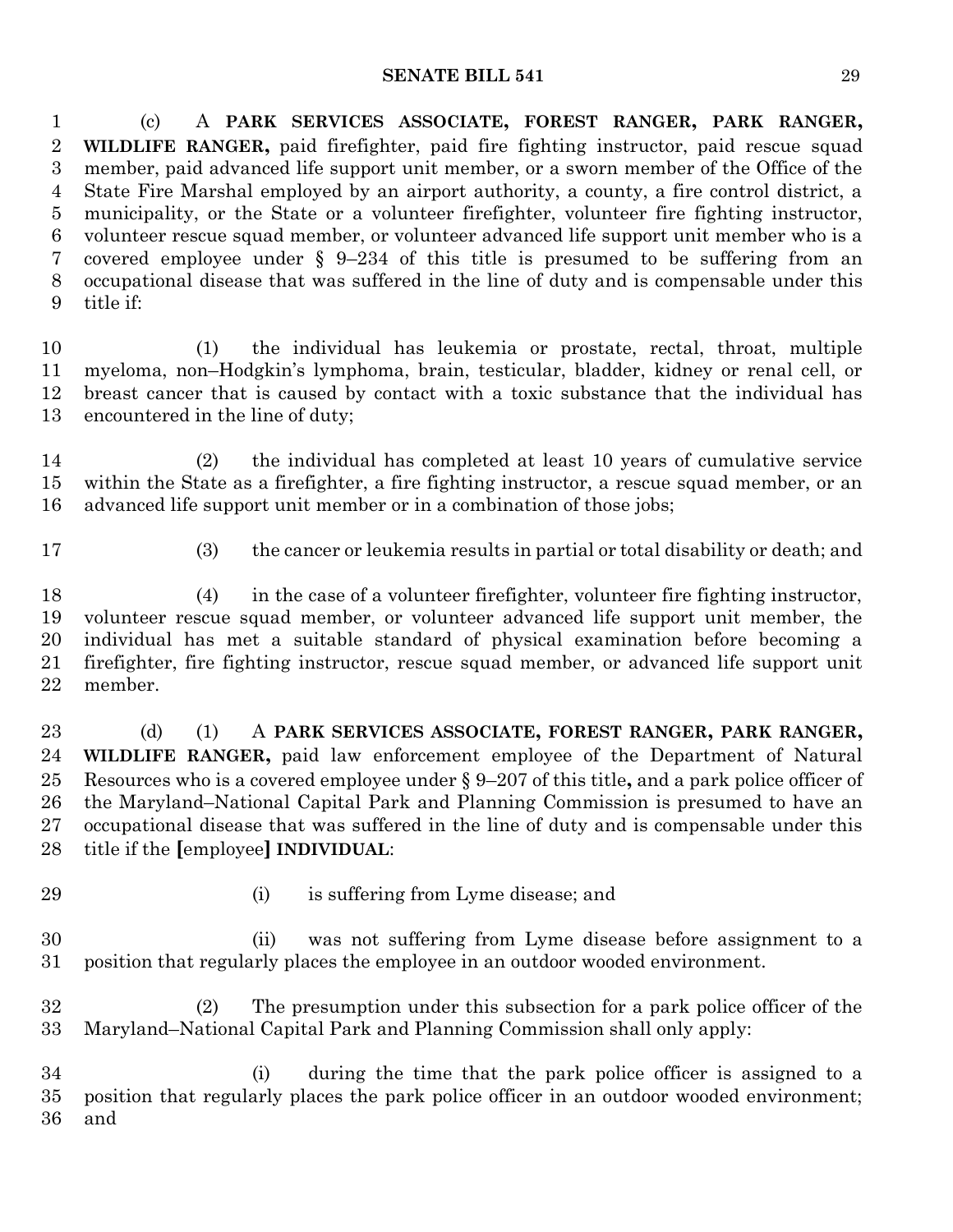(c) A **PARK SERVICES ASSOCIATE, FOREST RANGER, PARK RANGER, WILDLIFE RANGER,** paid firefighter, paid fire fighting instructor, paid rescue squad member, paid advanced life support unit member, or a sworn member of the Office of the State Fire Marshal employed by an airport authority, a county, a fire control district, a municipality, or the State or a volunteer firefighter, volunteer fire fighting instructor, volunteer rescue squad member, or volunteer advanced life support unit member who is a covered employee under § 9–234 of this title is presumed to be suffering from an occupational disease that was suffered in the line of duty and is compensable under this title if:

(1) the individual has leukemia or prostate, rectal, throat, multiple myeloma, non–Hodgkin's lymphoma, brain, testicular, bladder, kidney or renal cell, or breast cancer that is caused by contact with a toxic substance that the individual has encountered in the line of duty;

(2) the individual has completed at least 10 years of cumulative service within the State as a firefighter, a fire fighting instructor, a rescue squad member, or an advanced life support unit member or in a combination of those jobs;

(3) the cancer or leukemia results in partial or total disability or death; and

(4) in the case of a volunteer firefighter, volunteer fire fighting instructor, volunteer rescue squad member, or volunteer advanced life support unit member, the individual has met a suitable standard of physical examination before becoming a firefighter, fire fighting instructor, rescue squad member, or advanced life support unit member.

(d) (1) A **PARK SERVICES ASSOCIATE, FOREST RANGER, PARK RANGER, WILDLIFE RANGER,** paid law enforcement employee of the Department of Natural Resources who is a covered employee under § 9–207 of this title**,** and a park police officer of the Maryland–National Capital Park and Planning Commission is presumed to have an occupational disease that was suffered in the line of duty and is compensable under this title if the **[**employee**] INDIVIDUAL**:

(i) is suffering from Lyme disease; and

(ii) was not suffering from Lyme disease before assignment to a position that regularly places the employee in an outdoor wooded environment.

(2) The presumption under this subsection for a park police officer of the Maryland–National Capital Park and Planning Commission shall only apply:

(i) during the time that the park police officer is assigned to a position that regularly places the park police officer in an outdoor wooded environment; and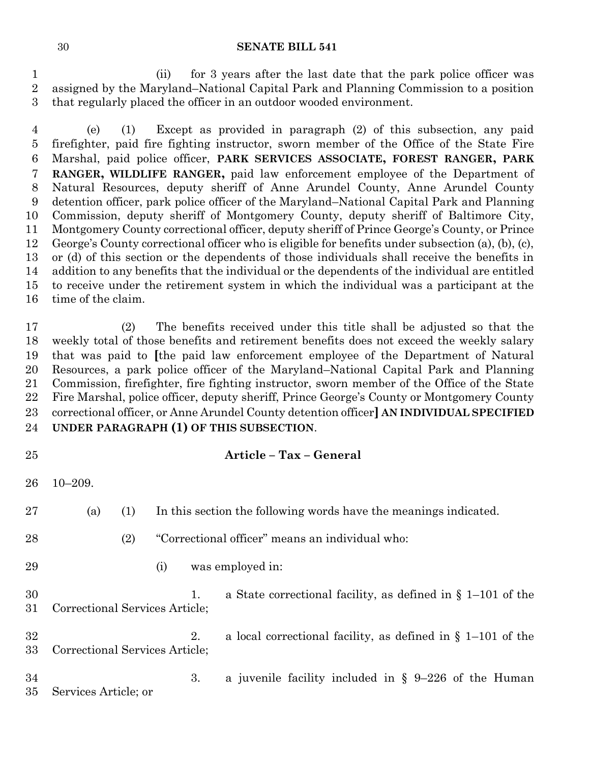(ii) for 3 years after the last date that the park police officer was assigned by the Maryland–National Capital Park and Planning Commission to a position that regularly placed the officer in an outdoor wooded environment.

(e) (1) Except as provided in paragraph (2) of this subsection, any paid firefighter, paid fire fighting instructor, sworn member of the Office of the State Fire Marshal, paid police officer, **PARK SERVICES ASSOCIATE, FOREST RANGER, PARK RANGER, WILDLIFE RANGER,** paid law enforcement employee of the Department of Natural Resources, deputy sheriff of Anne Arundel County, Anne Arundel County detention officer, park police officer of the Maryland–National Capital Park and Planning Commission, deputy sheriff of Montgomery County, deputy sheriff of Baltimore City, Montgomery County correctional officer, deputy sheriff of Prince George's County, or Prince George's County correctional officer who is eligible for benefits under subsection (a), (b), (c), or (d) of this section or the dependents of those individuals shall receive the benefits in addition to any benefits that the individual or the dependents of the individual are entitled to receive under the retirement system in which the individual was a participant at the time of the claim.

(2) The benefits received under this title shall be adjusted so that the weekly total of those benefits and retirement benefits does not exceed the weekly salary that was paid to **[**the paid law enforcement employee of the Department of Natural Resources, a park police officer of the Maryland–National Capital Park and Planning Commission, firefighter, fire fighting instructor, sworn member of the Office of the State Fire Marshal, police officer, deputy sheriff, Prince George's County or Montgomery County correctional officer, or Anne Arundel County detention officer**] AN INDIVIDUAL SPECIFIED UNDER PARAGRAPH (1) OF THIS SUBSECTION**.

## Article – Tax – General

10–209.

(a) (1) In this section the following words have the meanings indicated.

(2) "Correctional officer" means an individual who:

(i) was employed in:

1. a State correctional facility, as defined in § 1–101 of the Correctional Services Article;

2. a local correctional facility, as defined in § 1–101 of the Correctional Services Article;

3. a juvenile facility included in § 9–226 of the Human Services Article; or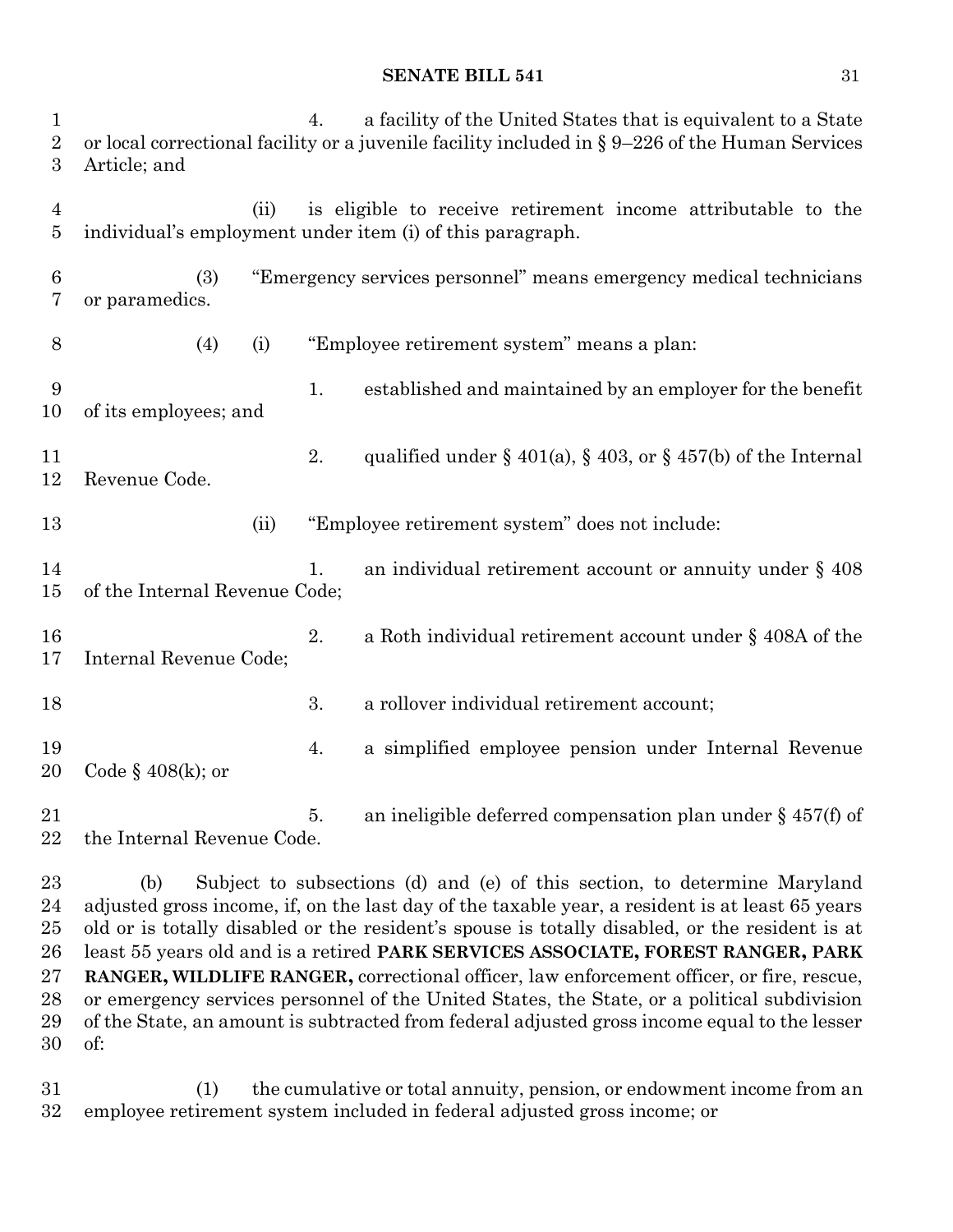4. a facility of the United States that is equivalent to a State or local correctional facility or a juvenile facility included in § 9–226 of the Human Services Article; and

(ii) is eligible to receive retirement income attributable to the individual's employment under item (i) of this paragraph.

(3) "Emergency services personnel" means emergency medical technicians or paramedics.

(4) (i) "Employee retirement system" means a plan:

1. established and maintained by an employer for the benefit of its employees; and

2. qualified under § 401(a), § 403, or § 457(b) of the Internal Revenue Code.

(ii) "Employee retirement system" does not include:

1. an individual retirement account or annuity under § 408 of the Internal Revenue Code;

2. a Roth individual retirement account under § 408A of the Internal Revenue Code;

3. a rollover individual retirement account;

4. a simplified employee pension under Internal Revenue Code § 408(k); or

5. an ineligible deferred compensation plan under § 457(f) of the Internal Revenue Code.

(b) Subject to subsections (d) and (e) of this section, to determine Maryland adjusted gross income, if, on the last day of the taxable year, a resident is at least 65 years old or is totally disabled or the resident's spouse is totally disabled, or the resident is at least 55 years old and is a retired **PARK SERVICES ASSOCIATE, FOREST RANGER, PARK RANGER, WILDLIFE RANGER,** correctional officer, law enforcement officer, or fire, rescue, or emergency services personnel of the United States, the State, or a political subdivision of the State, an amount is subtracted from federal adjusted gross income equal to the lesser of:

(1) the cumulative or total annuity, pension, or endowment income from an employee retirement system included in federal adjusted gross income; or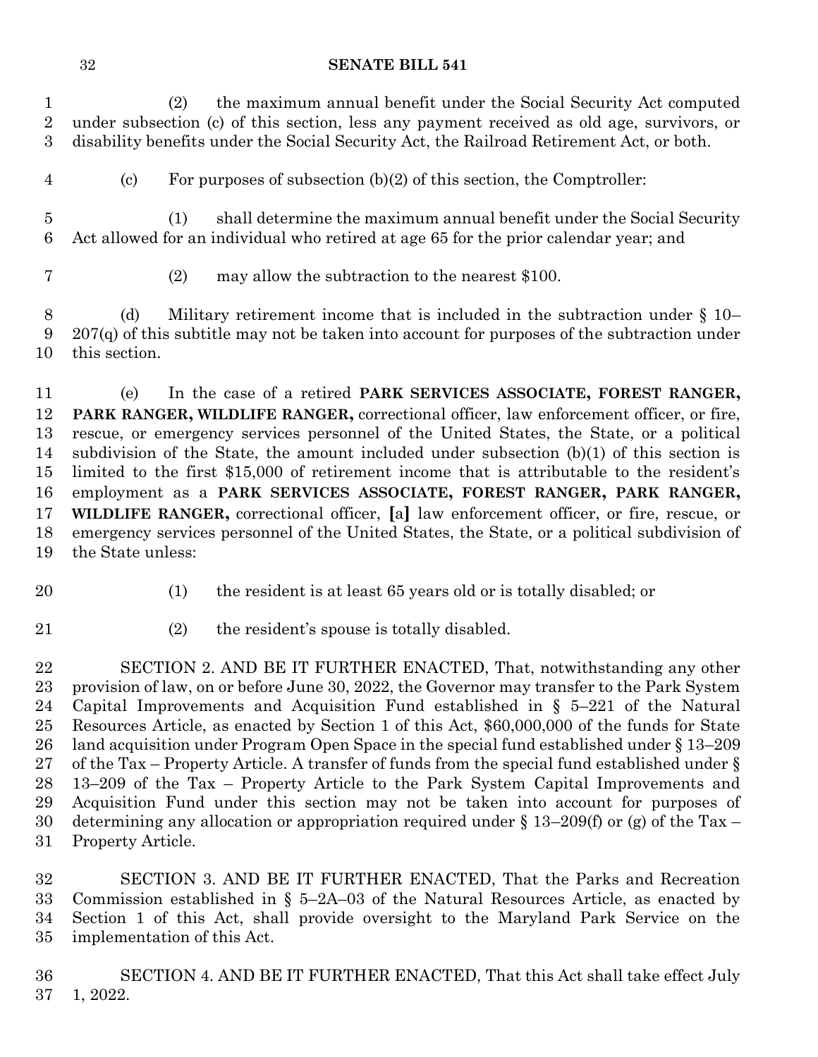(2) the maximum annual benefit under the Social Security Act computed under subsection (c) of this section, less any payment received as old age, survivors, or disability benefits under the Social Security Act, the Railroad Retirement Act, or both.

(c) For purposes of subsection (b)(2) of this section, the Comptroller:

(1) shall determine the maximum annual benefit under the Social Security Act allowed for an individual who retired at age 65 for the prior calendar year; and

(2) may allow the subtraction to the nearest $100.

(d) Military retirement income that is included in the subtraction under § 10–207(q) of this subtitle may not be taken into account for purposes of the subtraction under this section.

(e) In the case of a retired **PARK SERVICES ASSOCIATE, FOREST RANGER, PARK RANGER, WILDLIFE RANGER,** correctional officer, law enforcement officer, or fire, rescue, or emergency services personnel of the United States, the State, or a political subdivision of the State, the amount included under subsection (b)(1) of this section is limited to the first $15,000 of retirement income that is attributable to the resident's employment as a **PARK SERVICES ASSOCIATE, FOREST RANGER, PARK RANGER, WILDLIFE RANGER,** correctional officer, **[**a**]** law enforcement officer, or fire, rescue, or emergency services personnel of the United States, the State, or a political subdivision of the State unless:

(1) the resident is at least 65 years old or is totally disabled; or

(2) the resident's spouse is totally disabled.

SECTION 2. AND BE IT FURTHER ENACTED, That, notwithstanding any other provision of law, on or before June 30, 2022, the Governor may transfer to the Park System Capital Improvements and Acquisition Fund established in § 5–221 of the Natural Resources Article, as enacted by Section 1 of this Act, $60,000,000 of the funds for State land acquisition under Program Open Space in the special fund established under § 13–209 of the Tax – Property Article. A transfer of funds from the special fund established under § 13–209 of the Tax – Property Article to the Park System Capital Improvements and Acquisition Fund under this section may not be taken into account for purposes of determining any allocation or appropriation required under § 13–209(f) or (g) of the Tax – Property Article.

SECTION 3. AND BE IT FURTHER ENACTED, That the Parks and Recreation Commission established in § 5–2A–03 of the Natural Resources Article, as enacted by Section 1 of this Act, shall provide oversight to the Maryland Park Service on the implementation of this Act.

SECTION 4. AND BE IT FURTHER ENACTED, That this Act shall take effect July 1, 2022.